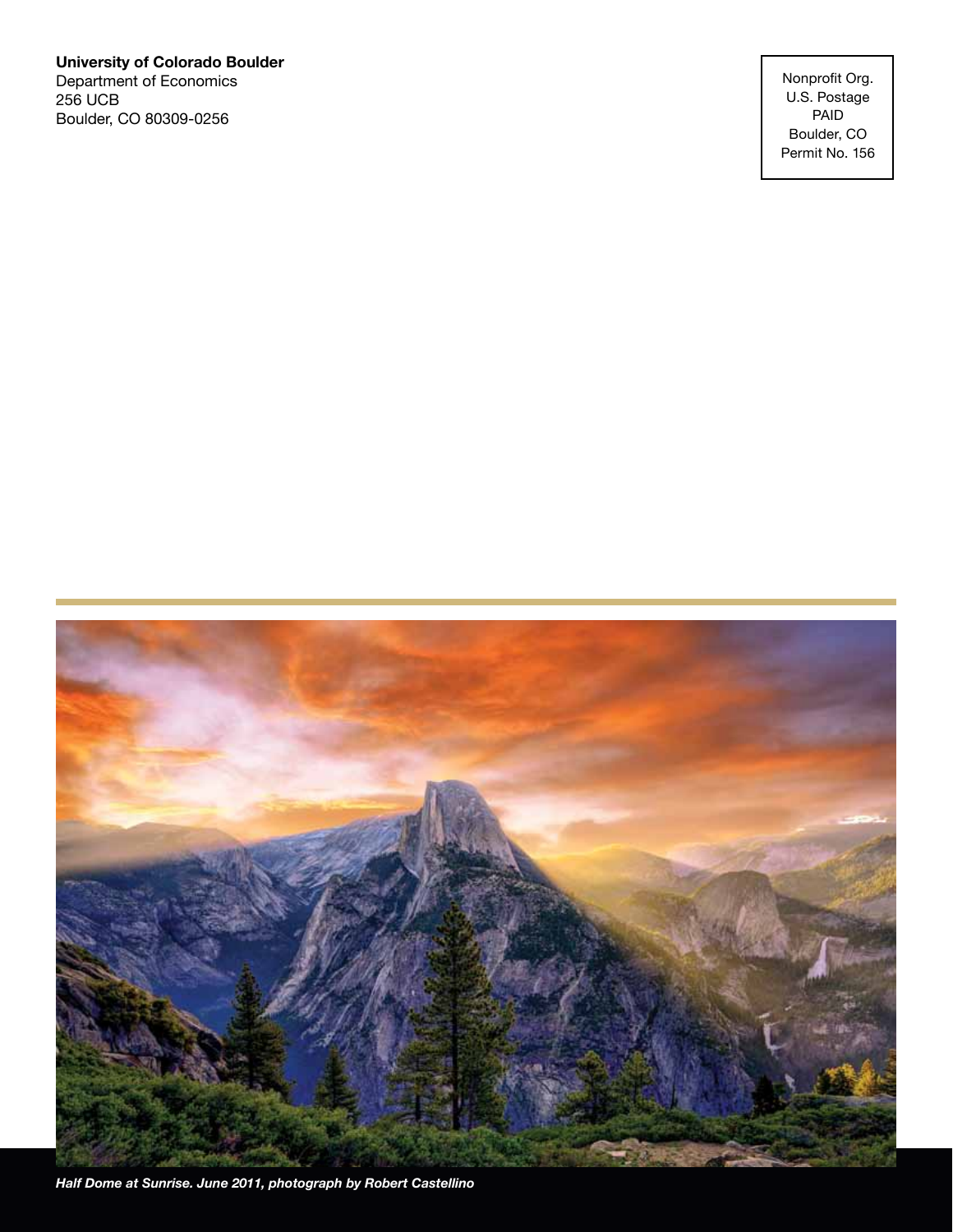**University of Colorado Boulder**
Department of Economics
256 UCB
Boulder, CO 80309-0256

Nonprofit Org.
U.S. Postage
PAID
Boulder, CO
Permit No. 156

***Half Dome at Sunrise. June 2011, photograph by Robert Castellino***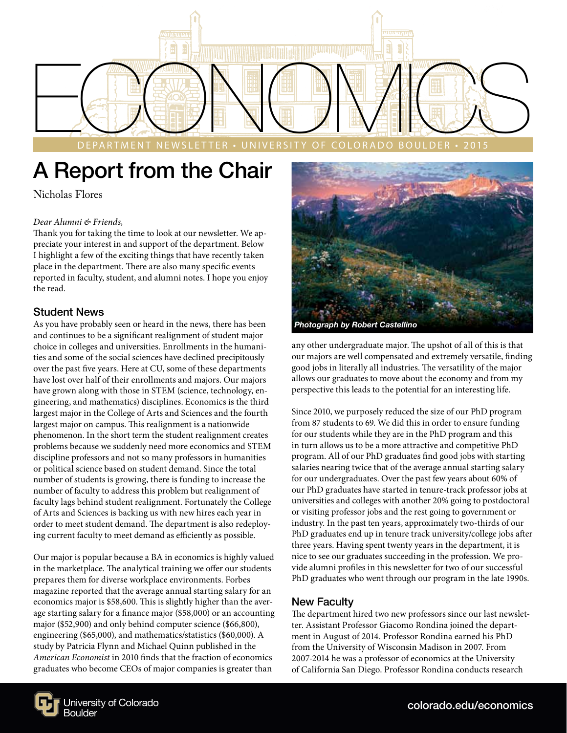# ECONOMICS

DEPARTMENT NEWSLETTER • UNIVERSITY OF COLORADO BOULDER • 2015

## A Report from the Chair

Nicholas Flores

*Dear Alumni & Friends,*

Thank you for taking the time to look at our newsletter. We appreciate your interest in and support of the department. Below I highlight a few of the exciting things that have recently taken place in the department. There are also many specific events reported in faculty, student, and alumni notes. I hope you enjoy the read.

### Student News

As you have probably seen or heard in the news, there has been and continues to be a significant realignment of student major choice in colleges and universities. Enrollments in the humanities and some of the social sciences have declined precipitously over the past five years. Here at CU, some of these departments have lost over half of their enrollments and majors. Our majors have grown along with those in STEM (science, technology, engineering, and mathematics) disciplines. Economics is the third largest major in the College of Arts and Sciences and the fourth largest major on campus. This realignment is a nationwide phenomenon. In the short term the student realignment creates problems because we suddenly need more economics and STEM discipline professors and not so many professors in humanities or political science based on student demand. Since the total number of students is growing, there is funding to increase the number of faculty to address this problem but realignment of faculty lags behind student realignment. Fortunately the College of Arts and Sciences is backing us with new hires each year in order to meet student demand. The department is also redeploying current faculty to meet demand as efficiently as possible.

Our major is popular because a BA in economics is highly valued in the marketplace. The analytical training we offer our students prepares them for diverse workplace environments. Forbes magazine reported that the average annual starting salary for an economics major is $58,600. This is slightly higher than the average starting salary for a finance major ($58,000) or an accounting major ($52,900) and only behind computer science ($66,800), engineering ($65,000), and mathematics/statistics ($60,000). A study by Patricia Flynn and Michael Quinn published in the *American Economist* in 2010 finds that the fraction of economics graduates who become CEOs of major companies is greater than any other undergraduate major. The upshot of all of this is that our majors are well compensated and extremely versatile, finding good jobs in literally all industries. The versatility of the major allows our graduates to move about the economy and from my perspective this leads to the potential for an interesting life.

*Photograph by Robert Castellino*

Since 2010, we purposely reduced the size of our PhD program from 87 students to 69. We did this in order to ensure funding for our students while they are in the PhD program and this in turn allows us to be a more attractive and competitive PhD program. All of our PhD graduates find good jobs with starting salaries nearing twice that of the average annual starting salary for our undergraduates. Over the past few years about 60% of our PhD graduates have started in tenure-track professor jobs at universities and colleges with another 20% going to postdoctoral or visiting professor jobs and the rest going to government or industry. In the past ten years, approximately two-thirds of our PhD graduates end up in tenure track university/college jobs after three years. Having spent twenty years in the department, it is nice to see our graduates succeeding in the profession. We provide alumni profiles in this newsletter for two of our successful PhD graduates who went through our program in the late 1990s.

### New Faculty

The department hired two new professors since our last newsletter. Assistant Professor Giacomo Rondina joined the department in August of 2014. Professor Rondina earned his PhD from the University of Wisconsin Madison in 2007. From 2007-2014 he was a professor of economics at the University of California San Diego. Professor Rondina conducts research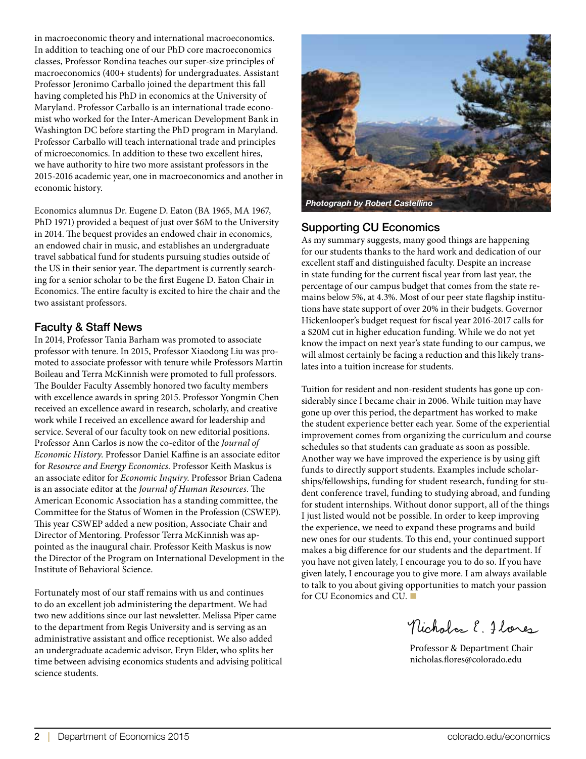in macroeconomic theory and international macroeconomics. In addition to teaching one of our PhD core macroeconomics classes, Professor Rondina teaches our super-size principles of macroeconomics (400+ students) for undergraduates. Assistant Professor Jeronimo Carballo joined the department this fall having completed his PhD in economics at the University of Maryland. Professor Carballo is an international trade economist who worked for the Inter-American Development Bank in Washington DC before starting the PhD program in Maryland. Professor Carballo will teach international trade and principles of microeconomics. In addition to these two excellent hires, we have authority to hire two more assistant professors in the 2015-2016 academic year, one in macroeconomics and another in economic history.

Economics alumnus Dr. Eugene D. Eaton (BA 1965, MA 1967, PhD 1971) provided a bequest of just over $6M to the University in 2014. The bequest provides an endowed chair in economics, an endowed chair in music, and establishes an undergraduate travel sabbatical fund for students pursuing studies outside of the US in their senior year. The department is currently searching for a senior scholar to be the first Eugene D. Eaton Chair in Economics. The entire faculty is excited to hire the chair and the two assistant professors.

## Faculty & Staff News

In 2014, Professor Tania Barham was promoted to associate professor with tenure. In 2015, Professor Xiaodong Liu was promoted to associate professor with tenure while Professors Martin Boileau and Terra McKinnish were promoted to full professors. The Boulder Faculty Assembly honored two faculty members with excellence awards in spring 2015. Professor Yongmin Chen received an excellence award in research, scholarly, and creative work while I received an excellence award for leadership and service. Several of our faculty took on new editorial positions. Professor Ann Carlos is now the co-editor of the *Journal of Economic History.* Professor Daniel Kaffine is an associate editor for *Resource and Energy Economics*. Professor Keith Maskus is an associate editor for *Economic Inquiry.* Professor Brian Cadena is an associate editor at the *Journal of Human Resources.* The American Economic Association has a standing committee, the Committee for the Status of Women in the Profession (CSWEP). This year CSWEP added a new position, Associate Chair and Director of Mentoring. Professor Terra McKinnish was appointed as the inaugural chair. Professor Keith Maskus is now the Director of the Program on International Development in the Institute of Behavioral Science.

Fortunately most of our staff remains with us and continues to do an excellent job administering the department. We had two new additions since our last newsletter. Melissa Piper came to the department from Regis University and is serving as an administrative assistant and office receptionist. We also added an undergraduate academic advisor, Eryn Elder, who splits her time between advising economics students and advising political science students.

*Photograph by Robert Castellino*

## Supporting CU Economics

As my summary suggests, many good things are happening for our students thanks to the hard work and dedication of our excellent staff and distinguished faculty. Despite an increase in state funding for the current fiscal year from last year, the percentage of our campus budget that comes from the state remains below 5%, at 4.3%. Most of our peer state flagship institutions have state support of over 20% in their budgets. Governor Hickenlooper's budget request for fiscal year 2016-2017 calls for a $20M cut in higher education funding. While we do not yet know the impact on next year's state funding to our campus, we will almost certainly be facing a reduction and this likely translates into a tuition increase for students.

Tuition for resident and non-resident students has gone up considerably since I became chair in 2006. While tuition may have gone up over this period, the department has worked to make the student experience better each year. Some of the experiential improvement comes from organizing the curriculum and course schedules so that students can graduate as soon as possible. Another way we have improved the experience is by using gift funds to directly support students. Examples include scholarships/fellowships, funding for student research, funding for student conference travel, funding to studying abroad, and funding for student internships. Without donor support, all of the things I just listed would not be possible. In order to keep improving the experience, we need to expand these programs and build new ones for our students. To this end, your continued support makes a big difference for our students and the department. If you have not given lately, I encourage you to do so. If you have given lately, I encourage you to give more. I am always available to talk to you about giving opportunities to match your passion for CU Economics and CU.

Nicholas E. Flores

Professor & Department Chair
nicholas.flores@colorado.edu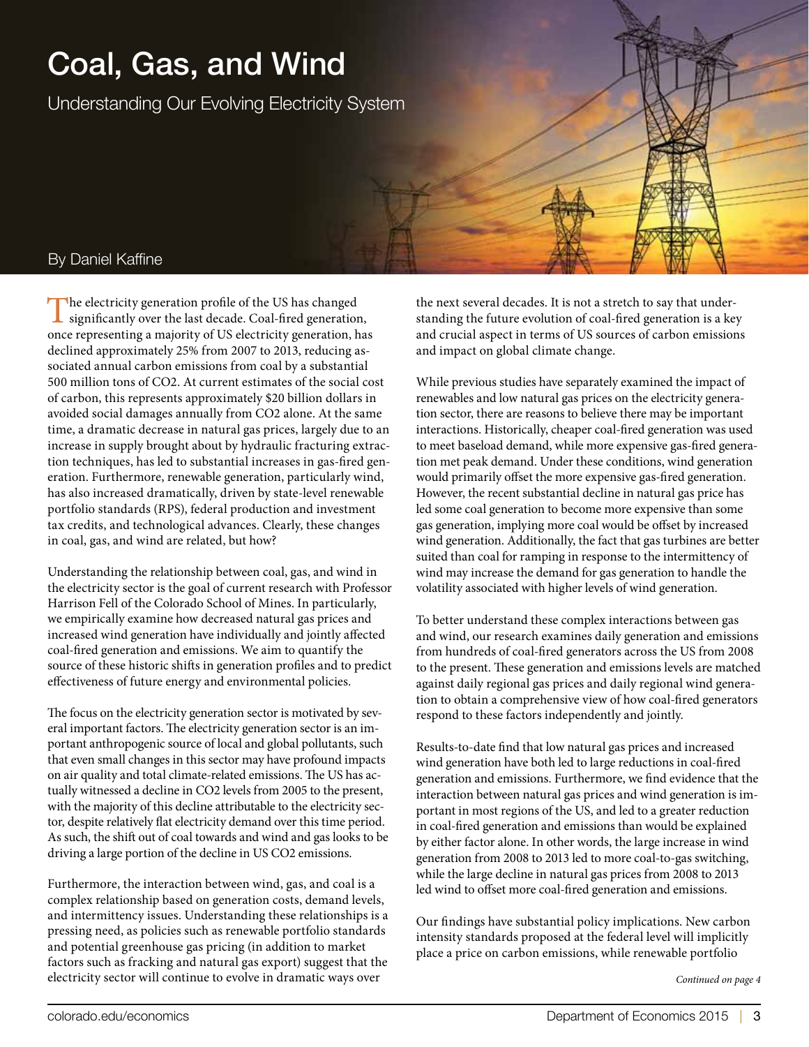# Coal, Gas, and Wind

## Understanding Our Evolving Electricity System

By Daniel Kaffine

The electricity generation profile of the US has changed significantly over the last decade. Coal-fired generation, once representing a majority of US electricity generation, has declined approximately 25% from 2007 to 2013, reducing associated annual carbon emissions from coal by a substantial 500 million tons of $CO_2$. At current estimates of the social cost of carbon, this represents approximately $20 billion dollars in avoided social damages annually from $CO_2$ alone. At the same time, a dramatic decrease in natural gas prices, largely due to an increase in supply brought about by hydraulic fracturing extraction techniques, has led to substantial increases in gas-fired generation. Furthermore, renewable generation, particularly wind, has also increased dramatically, driven by state-level renewable portfolio standards (RPS), federal production and investment tax credits, and technological advances. Clearly, these changes in coal, gas, and wind are related, but how?

Understanding the relationship between coal, gas, and wind in the electricity sector is the goal of current research with Professor Harrison Fell of the Colorado School of Mines. In particularly, we empirically examine how decreased natural gas prices and increased wind generation have individually and jointly affected coal-fired generation and emissions. We aim to quantify the source of these historic shifts in generation profiles and to predict effectiveness of future energy and environmental policies.

The focus on the electricity generation sector is motivated by several important factors. The electricity generation sector is an important anthropogenic source of local and global pollutants, such that even small changes in this sector may have profound impacts on air quality and total climate-related emissions. The US has actually witnessed a decline in $CO_2$ levels from 2005 to the present, with the majority of this decline attributable to the electricity sector, despite relatively flat electricity demand over this time period. As such, the shift out of coal towards and wind and gas looks to be driving a large portion of the decline in US $CO_2$ emissions.

Furthermore, the interaction between wind, gas, and coal is a complex relationship based on generation costs, demand levels, and intermittency issues. Understanding these relationships is a pressing need, as policies such as renewable portfolio standards and potential greenhouse gas pricing (in addition to market factors such as fracking and natural gas export) suggest that the electricity sector will continue to evolve in dramatic ways over the next several decades. It is not a stretch to say that understanding the future evolution of coal-fired generation is a key and crucial aspect in terms of US sources of carbon emissions and impact on global climate change.

While previous studies have separately examined the impact of renewables and low natural gas prices on the electricity generation sector, there are reasons to believe there may be important interactions. Historically, cheaper coal-fired generation was used to meet baseload demand, while more expensive gas-fired generation met peak demand. Under these conditions, wind generation would primarily offset the more expensive gas-fired generation. However, the recent substantial decline in natural gas price has led some coal generation to become more expensive than some gas generation, implying more coal would be offset by increased wind generation. Additionally, the fact that gas turbines are better suited than coal for ramping in response to the intermittency of wind may increase the demand for gas generation to handle the volatility associated with higher levels of wind generation.

To better understand these complex interactions between gas and wind, our research examines daily generation and emissions from hundreds of coal-fired generators across the US from 2008 to the present. These generation and emissions levels are matched against daily regional gas prices and daily regional wind generation to obtain a comprehensive view of how coal-fired generators respond to these factors independently and jointly.

Results-to-date find that low natural gas prices and increased wind generation have both led to large reductions in coal-fired generation and emissions. Furthermore, we find evidence that the interaction between natural gas prices and wind generation is important in most regions of the US, and led to a greater reduction in coal-fired generation and emissions than would be explained by either factor alone. In other words, the large increase in wind generation from 2008 to 2013 led to more coal-to-gas switching, while the large decline in natural gas prices from 2008 to 2013 led wind to offset more coal-fired generation and emissions.

Our findings have substantial policy implications. New carbon intensity standards proposed at the federal level will implicitly place a price on carbon emissions, while renewable portfolio

*Continued on page 4*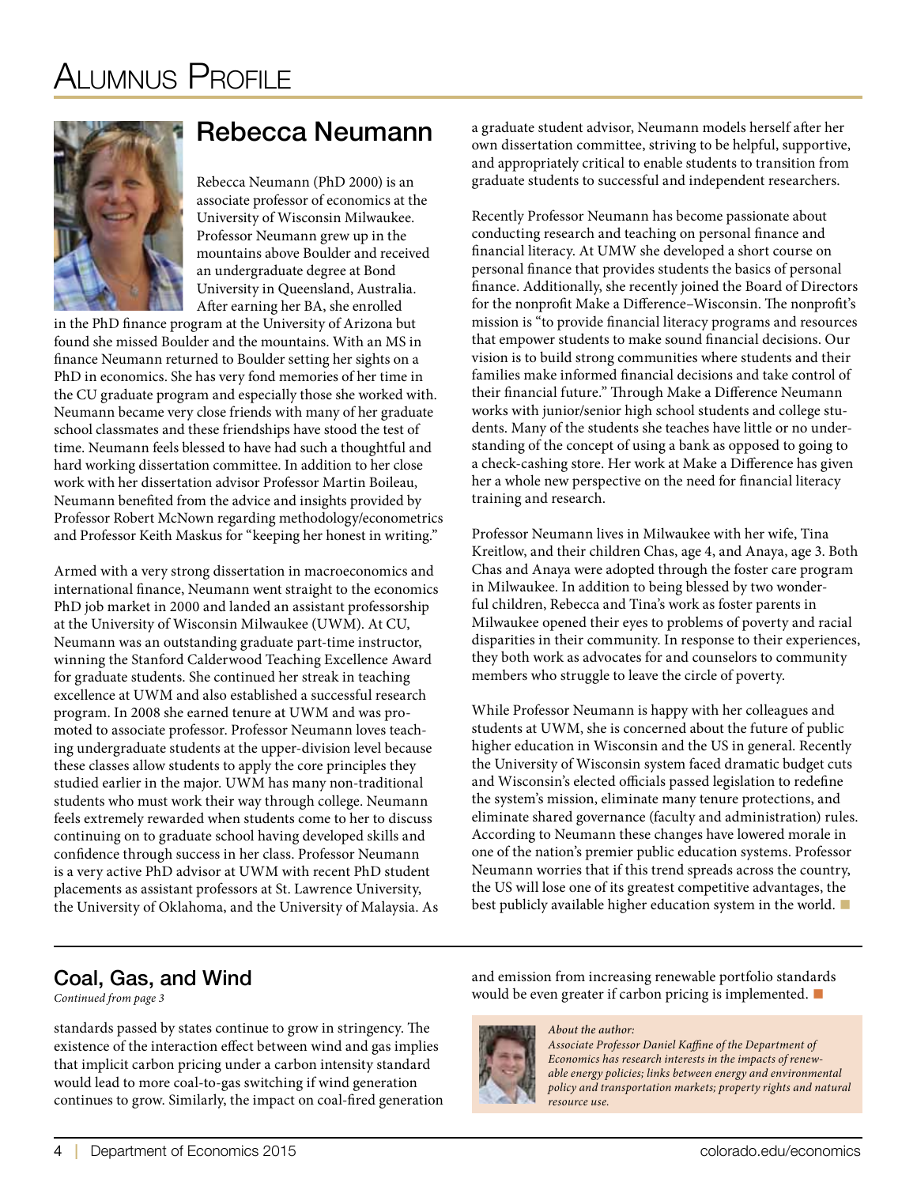# Alumnus Profile

## Rebecca Neumann

Rebecca Neumann (PhD 2000) is an associate professor of economics at the University of Wisconsin Milwaukee. Professor Neumann grew up in the mountains above Boulder and received an undergraduate degree at Bond University in Queensland, Australia. After earning her BA, she enrolled in the PhD finance program at the University of Arizona but found she missed Boulder and the mountains. With an MS in finance Neumann returned to Boulder setting her sights on a PhD in economics. She has very fond memories of her time in the CU graduate program and especially those she worked with. Neumann became very close friends with many of her graduate school classmates and these friendships have stood the test of time. Neumann feels blessed to have had such a thoughtful and hard working dissertation committee. In addition to her close work with her dissertation advisor Professor Martin Boileau, Neumann benefited from the advice and insights provided by Professor Robert McNown regarding methodology/econometrics and Professor Keith Maskus for "keeping her honest in writing."

Armed with a very strong dissertation in macroeconomics and international finance, Neumann went straight to the economics PhD job market in 2000 and landed an assistant professorship at the University of Wisconsin Milwaukee (UWM). At CU, Neumann was an outstanding graduate part-time instructor, winning the Stanford Calderwood Teaching Excellence Award for graduate students. She continued her streak in teaching excellence at UWM and also established a successful research program. In 2008 she earned tenure at UWM and was promoted to associate professor. Professor Neumann loves teaching undergraduate students at the upper-division level because these classes allow students to apply the core principles they studied earlier in the major. UWM has many non-traditional students who must work their way through college. Neumann feels extremely rewarded when students come to her to discuss continuing on to graduate school having developed skills and confidence through success in her class. Professor Neumann is a very active PhD advisor at UWM with recent PhD student placements as assistant professors at St. Lawrence University, the University of Oklahoma, and the University of Malaysia. As a graduate student advisor, Neumann models herself after her own dissertation committee, striving to be helpful, supportive, and appropriately critical to enable students to transition from graduate students to successful and independent researchers.

Recently Professor Neumann has become passionate about conducting research and teaching on personal finance and financial literacy. At UMW she developed a short course on personal finance that provides students the basics of personal finance. Additionally, she recently joined the Board of Directors for the nonprofit Make a Difference–Wisconsin. The nonprofit's mission is "to provide financial literacy programs and resources that empower students to make sound financial decisions. Our vision is to build strong communities where students and their families make informed financial decisions and take control of their financial future." Through Make a Difference Neumann works with junior/senior high school students and college students. Many of the students she teaches have little or no understanding of the concept of using a bank as opposed to going to a check-cashing store. Her work at Make a Difference has given her a whole new perspective on the need for financial literacy training and research.

Professor Neumann lives in Milwaukee with her wife, Tina Kreitlow, and their children Chas, age 4, and Anaya, age 3. Both Chas and Anaya were adopted through the foster care program in Milwaukee. In addition to being blessed by two wonderful children, Rebecca and Tina's work as foster parents in Milwaukee opened their eyes to problems of poverty and racial disparities in their community. In response to their experiences, they both work as advocates for and counselors to community members who struggle to leave the circle of poverty.

While Professor Neumann is happy with her colleagues and students at UWM, she is concerned about the future of public higher education in Wisconsin and the US in general. Recently the University of Wisconsin system faced dramatic budget cuts and Wisconsin's elected officials passed legislation to redefine the system's mission, eliminate many tenure protections, and eliminate shared governance (faculty and administration) rules. According to Neumann these changes have lowered morale in one of the nation's premier public education systems. Professor Neumann worries that if this trend spreads across the country, the US will lose one of its greatest competitive advantages, the best publicly available higher education system in the world. ■

## Coal, Gas, and Wind

*Continued from page 3*

standards passed by states continue to grow in stringency. The existence of the interaction effect between wind and gas implies that implicit carbon pricing under a carbon intensity standard would lead to more coal-to-gas switching if wind generation continues to grow. Similarly, the impact on coal-fired generation and emission from increasing renewable portfolio standards would be even greater if carbon pricing is implemented. ■

*About the author:*
*Associate Professor Daniel Kaffine of the Department of Economics has research interests in the impacts of renewable energy policies; links between energy and environmental policy and transportation markets; property rights and natural resource use.*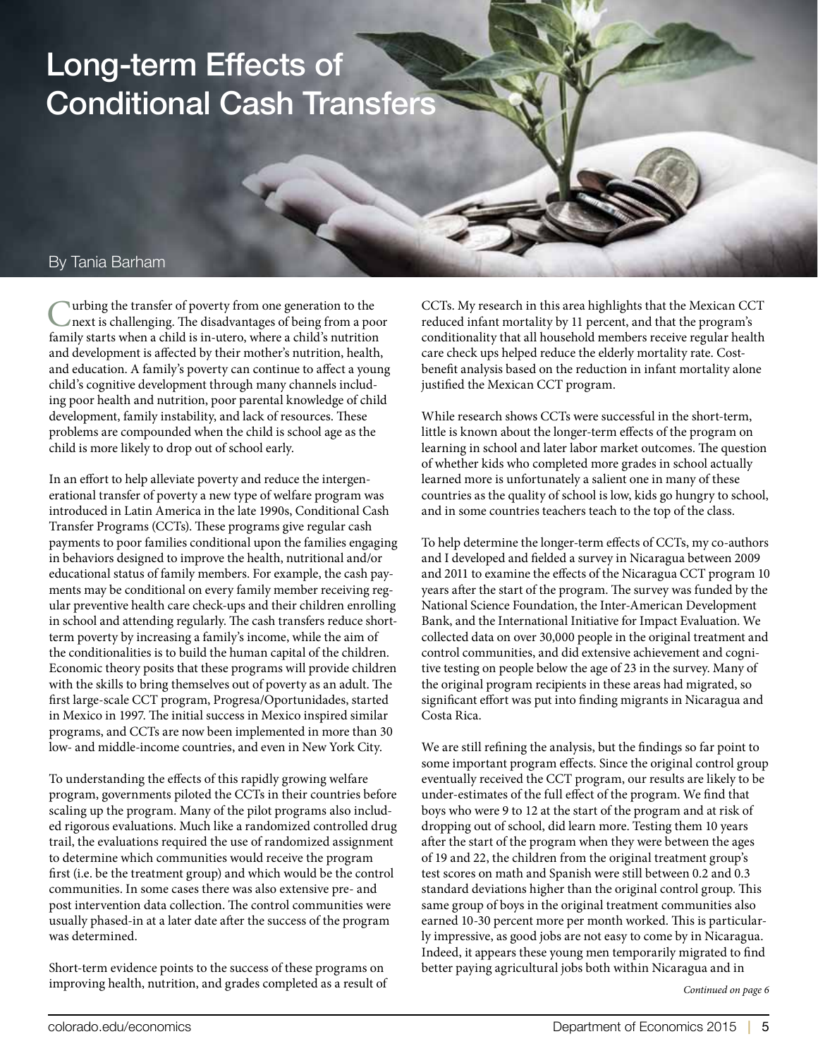# Long-term Effects of Conditional Cash Transfers

By Tania Barham

Curbing the transfer of poverty from one generation to the next is challenging. The disadvantages of being from a poor family starts when a child is in-utero, where a child's nutrition and development is affected by their mother's nutrition, health, and education. A family's poverty can continue to affect a young child's cognitive development through many channels including poor health and nutrition, poor parental knowledge of child development, family instability, and lack of resources. These problems are compounded when the child is school age as the child is more likely to drop out of school early.

In an effort to help alleviate poverty and reduce the intergenerational transfer of poverty a new type of welfare program was introduced in Latin America in the late 1990s, Conditional Cash Transfer Programs (CCTs). These programs give regular cash payments to poor families conditional upon the families engaging in behaviors designed to improve the health, nutritional and/or educational status of family members. For example, the cash payments may be conditional on every family member receiving regular preventive health care check-ups and their children enrolling in school and attending regularly. The cash transfers reduce short-term poverty by increasing a family's income, while the aim of the conditionalities is to build the human capital of the children. Economic theory posits that these programs will provide children with the skills to bring themselves out of poverty as an adult. The first large-scale CCT program, Progresa/Oportunidades, started in Mexico in 1997. The initial success in Mexico inspired similar programs, and CCTs are now been implemented in more than 30 low- and middle-income countries, and even in New York City.

To understanding the effects of this rapidly growing welfare program, governments piloted the CCTs in their countries before scaling up the program. Many of the pilot programs also included rigorous evaluations. Much like a randomized controlled drug trail, the evaluations required the use of randomized assignment to determine which communities would receive the program first (i.e. be the treatment group) and which would be the control communities. In some cases there was also extensive pre- and post intervention data collection. The control communities were usually phased-in at a later date after the success of the program was determined.

Short-term evidence points to the success of these programs on improving health, nutrition, and grades completed as a result of CCTs. My research in this area highlights that the Mexican CCT reduced infant mortality by 11 percent, and that the program's conditionality that all household members receive regular health care check ups helped reduce the elderly mortality rate. Cost-benefit analysis based on the reduction in infant mortality alone justified the Mexican CCT program.

While research shows CCTs were successful in the short-term, little is known about the longer-term effects of the program on learning in school and later labor market outcomes. The question of whether kids who completed more grades in school actually learned more is unfortunately a salient one in many of these countries as the quality of school is low, kids go hungry to school, and in some countries teachers teach to the top of the class.

To help determine the longer-term effects of CCTs, my co-authors and I developed and fielded a survey in Nicaragua between 2009 and 2011 to examine the effects of the Nicaragua CCT program 10 years after the start of the program. The survey was funded by the National Science Foundation, the Inter-American Development Bank, and the International Initiative for Impact Evaluation. We collected data on over 30,000 people in the original treatment and control communities, and did extensive achievement and cognitive testing on people below the age of 23 in the survey. Many of the original program recipients in these areas had migrated, so significant effort was put into finding migrants in Nicaragua and Costa Rica.

We are still refining the analysis, but the findings so far point to some important program effects. Since the original control group eventually received the CCT program, our results are likely to be under-estimates of the full effect of the program. We find that boys who were 9 to 12 at the start of the program and at risk of dropping out of school, did learn more. Testing them 10 years after the start of the program when they were between the ages of 19 and 22, the children from the original treatment group's test scores on math and Spanish were still between 0.2 and 0.3 standard deviations higher than the original control group. This same group of boys in the original treatment communities also earned 10-30 percent more per month worked. This is particularly impressive, as good jobs are not easy to come by in Nicaragua. Indeed, it appears these young men temporarily migrated to find better paying agricultural jobs both within Nicaragua and in

*Continued on page 6*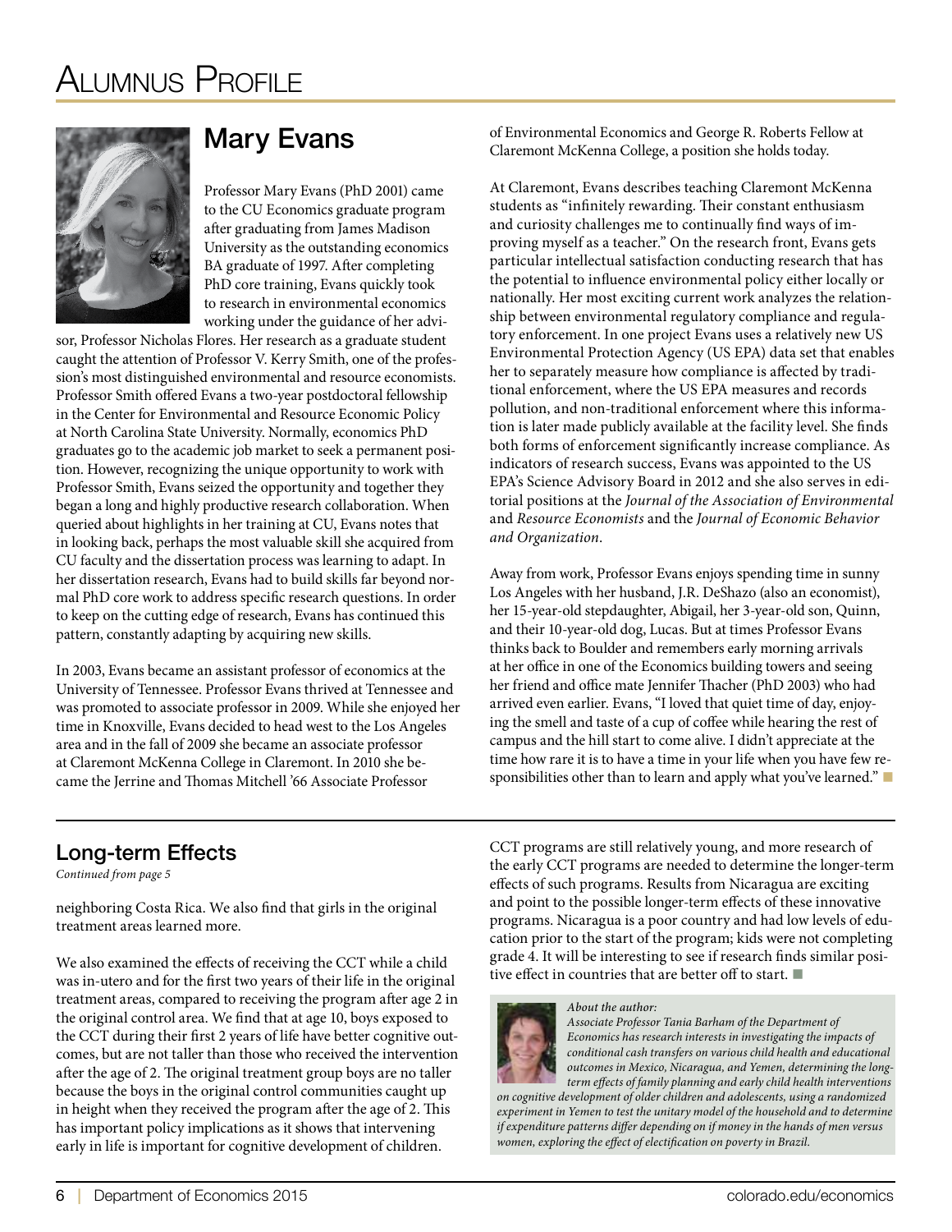# Alumnus Profile

## Mary Evans

Professor Mary Evans (PhD 2001) came to the CU Economics graduate program after graduating from James Madison University as the outstanding economics BA graduate of 1997. After completing PhD core training, Evans quickly took to research in environmental economics working under the guidance of her advisor, Professor Nicholas Flores. Her research as a graduate student caught the attention of Professor V. Kerry Smith, one of the profession's most distinguished environmental and resource economists. Professor Smith offered Evans a two-year postdoctoral fellowship in the Center for Environmental and Resource Economic Policy at North Carolina State University. Normally, economics PhD graduates go to the academic job market to seek a permanent position. However, recognizing the unique opportunity to work with Professor Smith, Evans seized the opportunity and together they began a long and highly productive research collaboration. When queried about highlights in her training at CU, Evans notes that in looking back, perhaps the most valuable skill she acquired from CU faculty and the dissertation process was learning to adapt. In her dissertation research, Evans had to build skills far beyond normal PhD core work to address specific research questions. In order to keep on the cutting edge of research, Evans has continued this pattern, constantly adapting by acquiring new skills.

In 2003, Evans became an assistant professor of economics at the University of Tennessee. Professor Evans thrived at Tennessee and was promoted to associate professor in 2009. While she enjoyed her time in Knoxville, Evans decided to head west to the Los Angeles area and in the fall of 2009 she became an associate professor at Claremont McKenna College in Claremont. In 2010 she became the Jerrine and Thomas Mitchell '66 Associate Professor of Environmental Economics and George R. Roberts Fellow at Claremont McKenna College, a position she holds today.

At Claremont, Evans describes teaching Claremont McKenna students as "infinitely rewarding. Their constant enthusiasm and curiosity challenges me to continually find ways of improving myself as a teacher." On the research front, Evans gets particular intellectual satisfaction conducting research that has the potential to influence environmental policy either locally or nationally. Her most exciting current work analyzes the relationship between environmental regulatory compliance and regulatory enforcement. In one project Evans uses a relatively new US Environmental Protection Agency (US EPA) data set that enables her to separately measure how compliance is affected by traditional enforcement, where the US EPA measures and records pollution, and non-traditional enforcement where this information is later made publicly available at the facility level. She finds both forms of enforcement significantly increase compliance. As indicators of research success, Evans was appointed to the US EPA's Science Advisory Board in 2012 and she also serves in editorial positions at the *Journal of the Association of Environmental and Resource Economists* and the *Journal of Economic Behavior and Organization*.

Away from work, Professor Evans enjoys spending time in sunny Los Angeles with her husband, J.R. DeShazo (also an economist), her 15-year-old stepdaughter, Abigail, her 3-year-old son, Quinn, and their 10-year-old dog, Lucas. But at times Professor Evans thinks back to Boulder and remembers early morning arrivals at her office in one of the Economics building towers and seeing her friend and office mate Jennifer Thacher (PhD 2003) who had arrived even earlier. Evans, "I loved that quiet time of day, enjoying the smell and taste of a cup of coffee while hearing the rest of campus and the hill start to come alive. I didn't appreciate at the time how rare it is to have a time in your life when you have few responsibilities other than to learn and apply what you've learned." ■

## Long-term Effects

*Continued from page 5*

neighboring Costa Rica. We also find that girls in the original treatment areas learned more.

We also examined the effects of receiving the CCT while a child was in-utero and for the first two years of their life in the original treatment areas, compared to receiving the program after age 2 in the original control area. We find that at age 10, boys exposed to the CCT during their first 2 years of life have better cognitive outcomes, but are not taller than those who received the intervention after the age of 2. The original treatment group boys are no taller because the boys in the original control communities caught up in height when they received the program after the age of 2. This has important policy implications as it shows that intervening early in life is important for cognitive development of children.

CCT programs are still relatively young, and more research of the early CCT programs are needed to determine the longer-term effects of such programs. Results from Nicaragua are exciting and point to the possible longer-term effects of these innovative programs. Nicaragua is a poor country and had low levels of education prior to the start of the program; kids were not completing grade 4. It will be interesting to see if research finds similar positive effect in countries that are better off to start. ■

*About the author:*
*Associate Professor Tania Barham of the Department of Economics has research interests in investigating the impacts of conditional cash transfers on various child health and educational outcomes in Mexico, Nicaragua, and Yemen, determining the long-term effects of family planning and early child health interventions on cognitive development of older children and adolescents, using a randomized experiment in Yemen to test the unitary model of the household and to determine if expenditure patterns differ depending on if money in the hands of men versus women, exploring the effect of electification on poverty in Brazil.*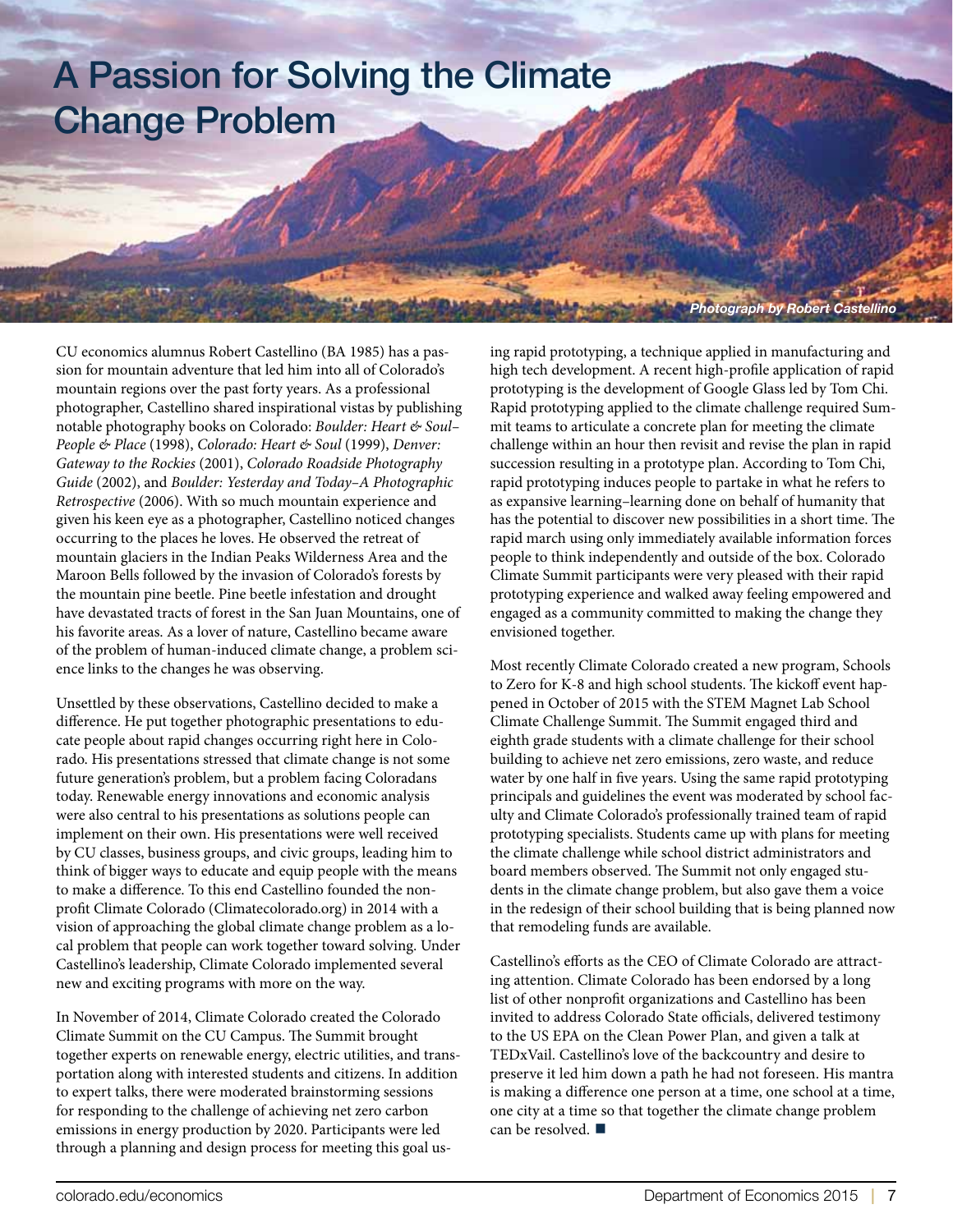# A Passion for Solving the Climate Change Problem

*Photograph by Robert Castellino*

CU economics alumnus Robert Castellino (BA 1985) has a passion for mountain adventure that led him into all of Colorado's mountain regions over the past forty years. As a professional photographer, Castellino shared inspirational vistas by publishing notable photography books on Colorado: *Boulder: Heart & Soul–People & Place* (1998), *Colorado: Heart & Soul* (1999), *Denver: Gateway to the Rockies* (2001), *Colorado Roadside Photography Guide* (2002), and *Boulder: Yesterday and Today–A Photographic Retrospective* (2006). With so much mountain experience and given his keen eye as a photographer, Castellino noticed changes occurring to the places he loves. He observed the retreat of mountain glaciers in the Indian Peaks Wilderness Area and the Maroon Bells followed by the invasion of Colorado's forests by the mountain pine beetle. Pine beetle infestation and drought have devastated tracts of forest in the San Juan Mountains, one of his favorite areas. As a lover of nature, Castellino became aware of the problem of human-induced climate change, a problem science links to the changes he was observing.

Unsettled by these observations, Castellino decided to make a difference. He put together photographic presentations to educate people about rapid changes occurring right here in Colorado. His presentations stressed that climate change is not some future generation's problem, but a problem facing Coloradans today. Renewable energy innovations and economic analysis were also central to his presentations as solutions people can implement on their own. His presentations were well received by CU classes, business groups, and civic groups, leading him to think of bigger ways to educate and equip people with the means to make a difference. To this end Castellino founded the nonprofit Climate Colorado (Climatecolorado.org) in 2014 with a vision of approaching the global climate change problem as a local problem that people can work together toward solving. Under Castellino's leadership, Climate Colorado implemented several new and exciting programs with more on the way.

In November of 2014, Climate Colorado created the Colorado Climate Summit on the CU Campus. The Summit brought together experts on renewable energy, electric utilities, and transportation along with interested students and citizens. In addition to expert talks, there were moderated brainstorming sessions for responding to the challenge of achieving net zero carbon emissions in energy production by 2020. Participants were led through a planning and design process for meeting this goal using rapid prototyping, a technique applied in manufacturing and high tech development. A recent high-profile application of rapid prototyping is the development of Google Glass led by Tom Chi. Rapid prototyping applied to the climate challenge required Summit teams to articulate a concrete plan for meeting the climate challenge within an hour then revisit and revise the plan in rapid succession resulting in a prototype plan. According to Tom Chi, rapid prototyping induces people to partake in what he refers to as expansive learning–learning done on behalf of humanity that has the potential to discover new possibilities in a short time. The rapid march using only immediately available information forces people to think independently and outside of the box. Colorado Climate Summit participants were very pleased with their rapid prototyping experience and walked away feeling empowered and engaged as a community committed to making the change they envisioned together.

Most recently Climate Colorado created a new program, Schools to Zero for K-8 and high school students. The kickoff event happened in October of 2015 with the STEM Magnet Lab School Climate Challenge Summit. The Summit engaged third and eighth grade students with a climate challenge for their school building to achieve net zero emissions, zero waste, and reduce water by one half in five years. Using the same rapid prototyping principals and guidelines the event was moderated by school faculty and Climate Colorado's professionally trained team of rapid prototyping specialists. Students came up with plans for meeting the climate challenge while school district administrators and board members observed. The Summit not only engaged students in the climate change problem, but also gave them a voice in the redesign of their school building that is being planned now that remodeling funds are available.

Castellino's efforts as the CEO of Climate Colorado are attracting attention. Climate Colorado has been endorsed by a long list of other nonprofit organizations and Castellino has been invited to address Colorado State officials, delivered testimony to the US EPA on the Clean Power Plan, and given a talk at TEDxVail. Castellino's love of the backcountry and desire to preserve it led him down a path he had not foreseen. His mantra is making a difference one person at a time, one school at a time, one city at a time so that together the climate change problem can be resolved. ■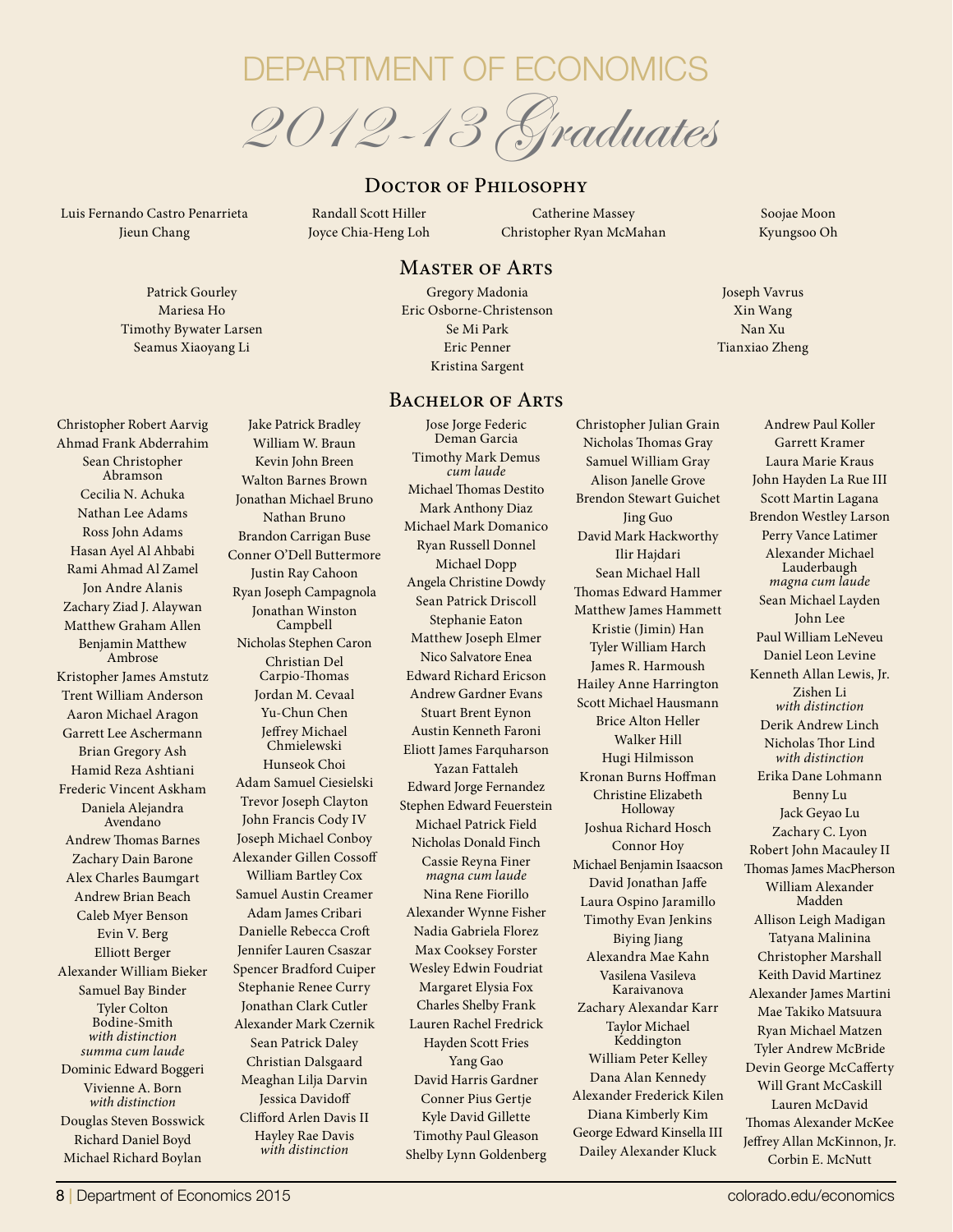# DEPARTMENT OF ECONOMICS

# *2012-13 Graduates*

## Doctor of Philosophy

Luis Fernando Castro Penarrieta
Jieun Chang
Randall Scott Hiller
Joyce Chia-Heng Loh
Catherine Massey
Christopher Ryan McMahan
Soojae Moon
Kyungsoo Oh

## Master of Arts

Patrick Gourley
Mariesa Ho
Timothy Bywater Larsen
Seamus Xiaoyang Li
Gregory Madonia
Eric Osborne-Christenson
Se Mi Park
Eric Penner
Kristina Sargent
Joseph Vavrus
Xin Wang
Nan Xu
Tianxiao Zheng

## Bachelor of Arts

Christopher Robert Aarvig
Ahmad Frank Abderrahim
Sean Christopher Abramson
Cecilia N. Achuka
Nathan Lee Adams
Ross John Adams
Hasan Ayel Al Ahbabi
Rami Ahmad Al Zamel
Jon Andre Alanis
Zachary Ziad J. Alaywan
Matthew Graham Allen
Benjamin Matthew Ambrose
Kristopher James Amstutz
Trent William Anderson
Aaron Michael Aragon
Garrett Lee Aschermann
Brian Gregory Ash
Hamid Reza Ashtiani
Frederic Vincent Askham
Daniela Alejandra Avendano
Andrew Thomas Barnes
Zachary Dain Barone
Alex Charles Baumgart
Andrew Brian Beach
Caleb Myer Benson
Evin V. Berg
Elliott Berger
Alexander William Bieker
Samuel Bay Binder
Tyler Colton Bodine-Smith
*with distinction*
*summa cum laude*
Dominic Edward Boggeri
Vivienne A. Born
*with distinction*
Douglas Steven Bosswick
Richard Daniel Boyd
Michael Richard Boylan
Jake Patrick Bradley
William W. Braun
Kevin John Breen
Walton Barnes Brown
Jonathan Michael Bruno
Nathan Bruno
Brandon Carrigan Buse
Conner O'Dell Buttermore
Justin Ray Cahoon
Ryan Joseph Campagnola
Jonathan Winston Campbell
Nicholas Stephen Caron
Christian Del Carpio-Thomas
Jordan M. Cevaal
Yu-Chun Chen
Jeffrey Michael Chmielewski
Hunseok Choi
Adam Samuel Ciesielski
Trevor Joseph Clayton
John Francis Cody IV
Joseph Michael Conboy
Alexander Gillen Cossoff
William Bartley Cox
Samuel Austin Creamer
Adam James Cribari
Danielle Rebecca Croft
Jennifer Lauren Csaszar
Spencer Bradford Cuiper
Stephanie Renee Curry
Jonathan Clark Cutler
Alexander Mark Czernik
Sean Patrick Daley
Christian Dalsgaard
Meaghan Lilja Darvin
Jessica Davidoff
Clifford Arlen Davis II
Hayley Rae Davis
*with distinction*
Jose Jorge Federic Deman Garcia
Timothy Mark Demus
*cum laude*
Michael Thomas Destito
Mark Anthony Diaz
Michael Mark Domanico
Ryan Russell Donnel
Michael Dopp
Angela Christine Dowdy
Sean Patrick Driscoll
Stephanie Eaton
Matthew Joseph Elmer
Nico Salvatore Enea
Edward Richard Ericson
Andrew Gardner Evans
Stuart Brent Eynon
Austin Kenneth Faroni
Eliott James Farquharson
Yazan Fattaleh
Edward Jorge Fernandez
Stephen Edward Feuerstein
Michael Patrick Field
Nicholas Donald Finch
Cassie Reyna Finer
*magna cum laude*
Nina Rene Fiorillo
Alexander Wynne Fisher
Nadia Gabriela Florez
Max Cooksey Forster
Wesley Edwin Foudriat
Margaret Elysia Fox
Charles Shelby Frank
Lauren Rachel Fredrick
Hayden Scott Fries
Yang Gao
David Harris Gardner
Conner Pius Gertje
Kyle David Gillette
Timothy Paul Gleason
Shelby Lynn Goldenberg
Christopher Julian Grain
Nicholas Thomas Gray
Samuel William Gray
Alison Janelle Grove
Brendon Stewart Guichet
Jing Guo
David Mark Hackworthy
Ilir Hajdari
Sean Michael Hall
Thomas Edward Hammer
Matthew James Hammett
Kristie (Jimin) Han
Tyler William Harch
James R. Harmoush
Hailey Anne Harrington
Scott Michael Hausmann
Brice Alton Heller
Walker Hill
Hugi Hilmisson
Kronan Burns Hoffman
Christine Elizabeth Holloway
Joshua Richard Hosch
Connor Hoy
Michael Benjamin Isaacson
David Jonathan Jaffe
Laura Ospino Jaramillo
Timothy Evan Jenkins
Biying Jiang
Alexandra Mae Kahn
Vasilena Vasileva Karaivanova
Zachary Alexandar Karr
Taylor Michael Keddington
William Peter Kelley
Dana Alan Kennedy
Alexander Frederick Kilen
Diana Kimberly Kim
George Edward Kinsella III
Dailey Alexander Kluck
Andrew Paul Koller
Garrett Kramer
Laura Marie Kraus
John Hayden La Rue III
Scott Martin Lagana
Brendon Westley Larson
Perry Vance Latimer
Alexander Michael Lauderbaugh
*magna cum laude*
Sean Michael Layden
John Lee
Paul William LeNeveu
Daniel Leon Levine
Kenneth Allan Lewis, Jr.
Zishen Li
*with distinction*
Derik Andrew Linch
Nicholas Thor Lind
*with distinction*
Erika Dane Lohmann
Benny Lu
Jack Geyao Lu
Zachary C. Lyon
Robert John Macauley II
Thomas James MacPherson
William Alexander Madden
Allison Leigh Madigan
Tatyana Malinina
Christopher Marshall
Keith David Martinez
Alexander James Martini
Mae Takiko Matsuura
Ryan Michael Matzen
Tyler Andrew McBride
Devin George McCafferty
Will Grant McCaskill
Lauren McDavid
Thomas Alexander McKee
Jeffrey Allan McKinnon, Jr.
Corbin E. McNutt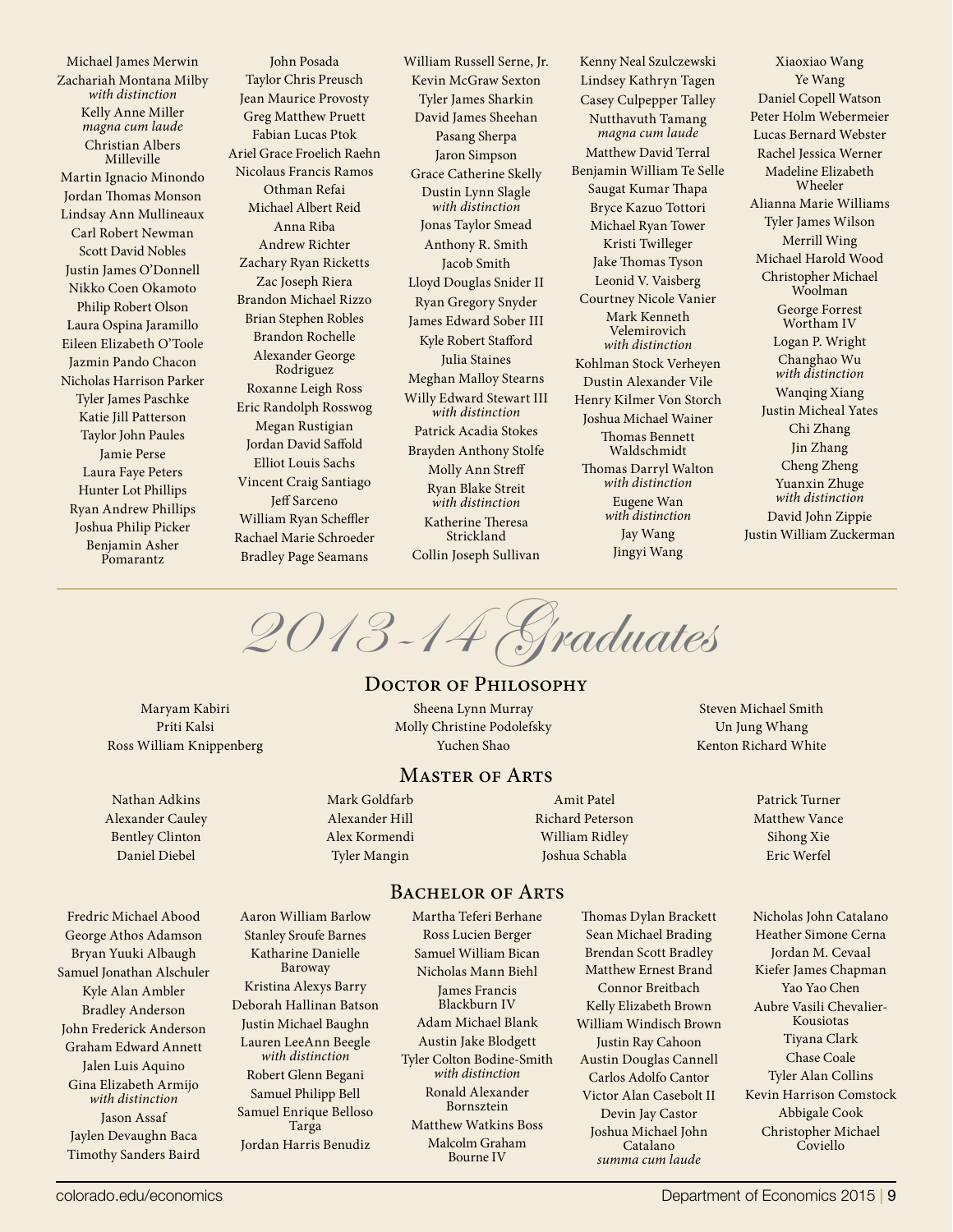Michael James Merwin
Zachariah Montana Milby *with distinction*
Kelly Anne Miller *magna cum laude*
Christian Albers Milleville
Martin Ignacio Minondo
Jordan Thomas Monson
Lindsay Ann Mullineaux
Carl Robert Newman
Scott David Nobles
Justin James O'Donnell
Nikko Coen Okamoto
Philip Robert Olson
Laura Ospina Jaramillo
Eileen Elizabeth O'Toole
Jazmin Pando Chacon
Nicholas Harrison Parker
Tyler James Paschke
Katie Jill Patterson
Taylor John Paules
Jamie Perse
Laura Faye Peters
Hunter Lot Phillips
Ryan Andrew Phillips
Joshua Philip Picker
Benjamin Asher Pomarantz

John Posada
Taylor Chris Preusch
Jean Maurice Provosty
Greg Matthew Pruett
Fabian Lucas Ptok
Ariel Grace Froelich Raehn
Nicolaus Francis Ramos
Othman Refai
Michael Albert Reid
Anna Riba
Andrew Richter
Zachary Ryan Ricketts
Zac Joseph Riera
Brandon Michael Rizzo
Brian Stephen Robles
Brandon Rochelle
Alexander George Rodriguez
Roxanne Leigh Ross
Eric Randolph Rosswog
Megan Rustigian
Jordan David Saffold
Elliot Louis Sachs
Vincent Craig Santiago
Jeff Sarceno
William Ryan Scheffler
Rachael Marie Schroeder
Bradley Page Seamans

William Russell Serne, Jr.
Kevin McGraw Sexton
Tyler James Sharkin
David James Sheehan
Pasang Sherpa
Jaron Simpson
Grace Catherine Skelly
Dustin Lynn Slagle *with distinction*
Jonas Taylor Smead
Anthony R. Smith
Jacob Smith
Lloyd Douglas Snider II
Ryan Gregory Snyder
James Edward Sober III
Kyle Robert Stafford
Julia Staines
Meghan Malloy Stearns
Willy Edward Stewart III *with distinction*
Patrick Acadia Stokes
Brayden Anthony Stolfe
Molly Ann Streff
Ryan Blake Streit *with distinction*
Katherine Theresa Strickland
Collin Joseph Sullivan

Kenny Neal Szulczewski
Lindsey Kathryn Tagen
Casey Culpepper Talley
Nutthavuth Tamang *magna cum laude*
Matthew David Terral
Benjamin William Te Selle
Saugat Kumar Thapa
Bryce Kazuo Tottori
Michael Ryan Tower
Kristi Twilleger
Jake Thomas Tyson
Leonid V. Vaisberg
Courtney Nicole Vanier
Mark Kenneth Velemirovich *with distinction*
Kohlman Stock Verheyen
Dustin Alexander Vile
Henry Kilmer Von Storch
Joshua Michael Wainer
Thomas Bennett Waldschmidt
Thomas Darryl Walton *with distinction*
Eugene Wan *with distinction*
Jay Wang
Jingyi Wang

Xiaoxiao Wang
Ye Wang
Daniel Copell Watson
Peter Holm Webermeier
Lucas Bernard Webster
Rachel Jessica Werner
Madeline Elizabeth Wheeler
Alianna Marie Williams
Tyler James Wilson
Merrill Wing
Michael Harold Wood
Christopher Michael Woolman
George Forrest Wortham IV
Logan P. Wright
Changhao Wu *with distinction*
Wanqing Xiang
Justin Micheal Yates
Chi Zhang
Jin Zhang
Cheng Zheng
Yuanxin Zhuge *with distinction*
David John Zippie
Justin William Zuckerman

# 2013-14 Graduates

## Doctor of Philosophy

Maryam Kabiri
Priti Kalsi
Ross William Knippenberg
Sheena Lynn Murray
Molly Christine Podolefsky
Yuchen Shao
Steven Michael Smith
Un Jung Whang
Kenton Richard White

## Master of Arts

Nathan Adkins
Alexander Cauley
Bentley Clinton
Daniel Diebel
Mark Goldfarb
Alexander Hill
Alex Kormendi
Tyler Mangin
Amit Patel
Richard Peterson
William Ridley
Joshua Schabla
Patrick Turner
Matthew Vance
Sihong Xie
Eric Werfel

## Bachelor of Arts

Fredric Michael Abood
George Athos Adamson
Bryan Yuuki Albaugh
Samuel Jonathan Alschuler
Kyle Alan Ambler
Bradley Anderson
John Frederick Anderson
Graham Edward Annett
Jalen Luis Aquino
Gina Elizabeth Armijo *with distinction*
Jason Assaf
Jaylen Devaughn Baca
Timothy Sanders Baird

Aaron William Barlow
Stanley Sroufe Barnes
Katharine Danielle Baroway
Kristina Alexys Barry
Deborah Hallinan Batson
Justin Michael Baughn
Lauren LeeAnn Beegle *with distinction*
Robert Glenn Begani
Samuel Philipp Bell
Samuel Enrique Belloso Targa
Jordan Harris Benudiz

Martha Teferi Berhane
Ross Lucien Berger
Samuel William Bican
Nicholas Mann Biehl
James Francis Blackburn IV
Adam Michael Blank
Austin Jake Blodgett
Tyler Colton Bodine-Smith *with distinction*
Ronald Alexander Bornsztein
Matthew Watkins Boss
Malcolm Graham Bourne IV

Thomas Dylan Brackett
Sean Michael Brading
Brendan Scott Bradley
Matthew Ernest Brand
Connor Breitbach
Kelly Elizabeth Brown
William Windisch Brown
Justin Ray Cahoon
Austin Douglas Cannell
Carlos Adolfo Cantor
Victor Alan Casebolt II
Devin Jay Castor
Joshua Michael John Catalano *summa cum laude*

Nicholas John Catalano
Heather Simone Cerna
Jordan M. Cevaal
Kiefer James Chapman
Yao Yao Chen
Aubre Vasili Chevalier-Kousiotas
Tiyana Clark
Chase Coale
Tyler Alan Collins
Kevin Harrison Comstock
Abbigale Cook
Christopher Michael Coviello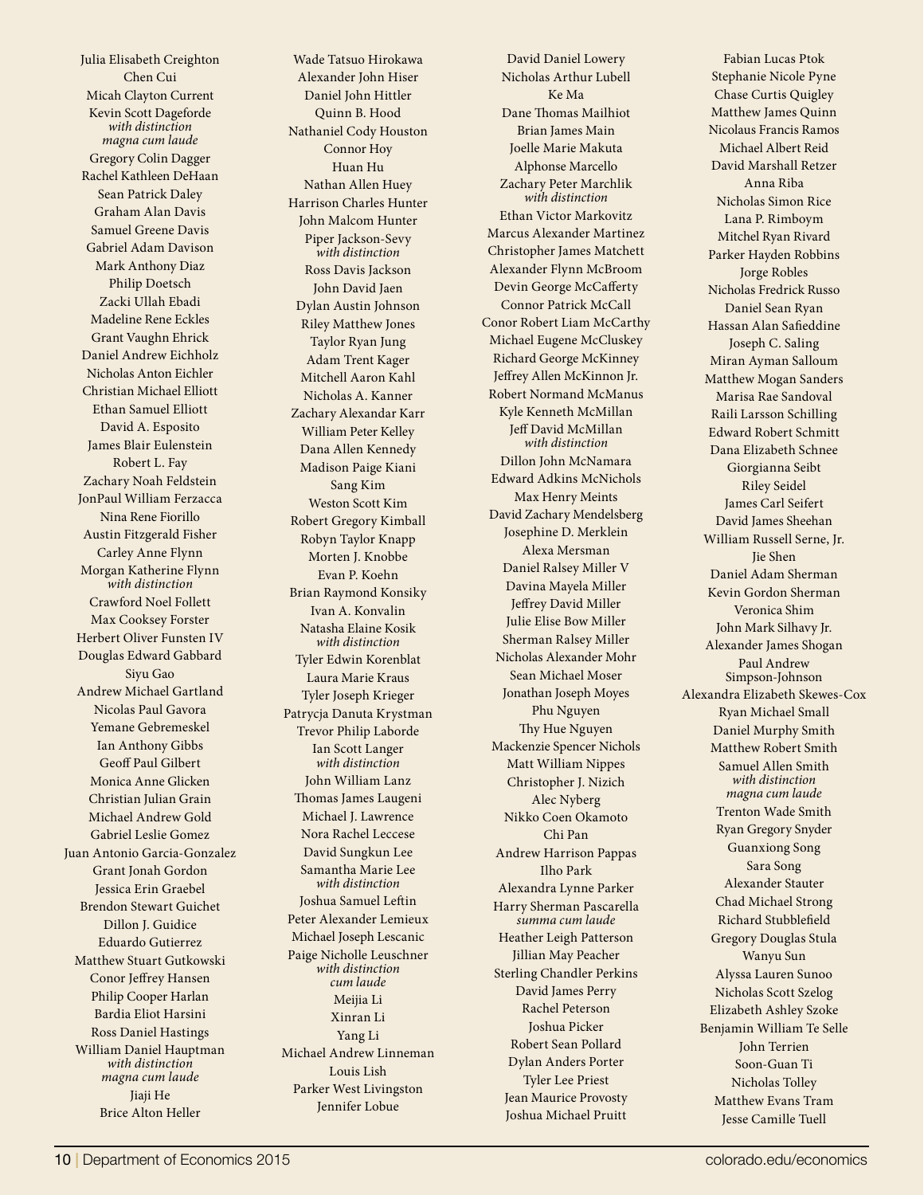Julia Elisabeth Creighton
Chen Cui
Micah Clayton Current
Kevin Scott Dageforde
*with distinction*
*magna cum laude*
Gregory Colin Dagger
Rachel Kathleen DeHaan
Sean Patrick Daley
Graham Alan Davis
Samuel Greene Davis
Gabriel Adam Davison
Mark Anthony Diaz
Philip Doetsch
Zacki Ullah Ebadi
Madeline Rene Eckles
Grant Vaughn Ehrick
Daniel Andrew Eichholz
Nicholas Anton Eichler
Christian Michael Elliott
Ethan Samuel Elliott
David A. Esposito
James Blair Eulenstein
Robert L. Fay
Zachary Noah Feldstein
JonPaul William Ferzacca
Nina Rene Fiorillo
Austin Fitzgerald Fisher
Carley Anne Flynn
Morgan Katherine Flynn
*with distinction*
Crawford Noel Follett
Max Cooksey Forster
Herbert Oliver Funsten IV
Douglas Edward Gabbard
Siyu Gao
Andrew Michael Gartland
Nicolas Paul Gavora
Yemane Gebremeskel
Ian Anthony Gibbs
Geoff Paul Gilbert
Monica Anne Glicken
Christian Julian Grain
Michael Andrew Gold
Gabriel Leslie Gomez
Juan Antonio Garcia-Gonzalez
Grant Jonah Gordon
Jessica Erin Graebel
Brendon Stewart Guichet
Dillon J. Guidice
Eduardo Gutierrez
Matthew Stuart Gutkowski
Conor Jeffrey Hansen
Philip Cooper Harlan
Bardia Eliot Harsini
Ross Daniel Hastings
William Daniel Hauptman
*with distinction*
*magna cum laude*
Jiaji He
Brice Alton Heller

Wade Tatsuo Hirokawa
Alexander John Hiser
Daniel John Hittler
Quinn B. Hood
Nathaniel Cody Houston
Connor Hoy
Huan Hu
Nathan Allen Huey
Harrison Charles Hunter
John Malcom Hunter
Piper Jackson-Sevy
*with distinction*
Ross Davis Jackson
John David Jaen
Dylan Austin Johnson
Riley Matthew Jones
Taylor Ryan Jung
Adam Trent Kager
Mitchell Aaron Kahl
Nicholas A. Kanner
Zachary Alexandar Karr
William Peter Kelley
Dana Allen Kennedy
Madison Paige Kiani
Sang Kim
Weston Scott Kim
Robert Gregory Kimball
Robyn Taylor Knapp
Morten J. Knobbe
Evan P. Koehn
Brian Raymond Konsiky
Ivan A. Konvalin
Natasha Elaine Kosik
*with distinction*
Tyler Edwin Korenblat
Laura Marie Kraus
Tyler Joseph Krieger
Patrycja Danuta Krystman
Trevor Philip Laborde
Ian Scott Langer
*with distinction*
John William Lanz
Thomas James Laugeni
Michael J. Lawrence
Nora Rachel Leccese
David Sungkun Lee
Samantha Marie Lee
*with distinction*
Joshua Samuel Leftin
Peter Alexander Lemieux
Michael Joseph Lescanic
Paige Nicholle Leuschner
*with distinction*
*cum laude*
Meijia Li
Xinran Li
Yang Li
Michael Andrew Linneman
Louis Lish
Parker West Livingston
Jennifer Lobue

David Daniel Lowery
Nicholas Arthur Lubell
Ke Ma
Dane Thomas Mailhiot
Brian James Main
Joelle Marie Makuta
Alphonse Marcello
Zachary Peter Marchlik
*with distinction*
Ethan Victor Markovitz
Marcus Alexander Martinez
Christopher James Matchett
Alexander Flynn McBroom
Devin George McCafferty
Connor Patrick McCall
Conor Robert Liam McCarthy
Michael Eugene McCluskey
Richard George McKinney
Jeffrey Allen McKinnon Jr.
Robert Normand McManus
Kyle Kenneth McMillan
Jeff David McMillan
*with distinction*
Dillon John McNamara
Edward Adkins McNichols
Max Henry Meints
David Zachary Mendelsberg
Josephine D. Merklein
Alexa Mersman
Daniel Ralsey Miller V
Davina Mayela Miller
Jeffrey David Miller
Julie Elise Bow Miller
Sherman Ralsey Miller
Nicholas Alexander Mohr
Sean Michael Moser
Jonathan Joseph Moyes
Phu Nguyen
Thy Hue Nguyen
Mackenzie Spencer Nichols
Matt William Nippes
Christopher J. Nizich
Alec Nyberg
Nikko Coen Okamoto
Chi Pan
Andrew Harrison Pappas
Ilho Park
Alexandra Lynne Parker
Harry Sherman Pascarella
*summa cum laude*
Heather Leigh Patterson
Jillian May Peacher
Sterling Chandler Perkins
David James Perry
Rachel Peterson
Joshua Picker
Robert Sean Pollard
Dylan Anders Porter
Tyler Lee Priest
Jean Maurice Provosty
Joshua Michael Pruitt

Fabian Lucas Ptok
Stephanie Nicole Pyne
Chase Curtis Quigley
Matthew James Quinn
Nicolaus Francis Ramos
Michael Albert Reid
David Marshall Retzer
Anna Riba
Nicholas Simon Rice
Lana P. Rimboym
Mitchel Ryan Rivard
Parker Hayden Robbins
Jorge Robles
Nicholas Fredrick Russo
Daniel Sean Ryan
Hassan Alan Safieddine
Joseph C. Saling
Miran Ayman Salloum
Matthew Mogan Sanders
Marisa Rae Sandoval
Raili Larsson Schilling
Edward Robert Schmitt
Dana Elizabeth Schnee
Giorgianna Seibt
Riley Seidel
James Carl Seifert
David James Sheehan
William Russell Serne, Jr.
Jie Shen
Daniel Adam Sherman
Kevin Gordon Sherman
Veronica Shim
John Mark Silhavy Jr.
Alexander James Shogan
Paul Andrew Simpson-Johnson
Alexandra Elizabeth Skewes-Cox
Ryan Michael Small
Daniel Murphy Smith
Matthew Robert Smith
Samuel Allen Smith
*with distinction*
*magna cum laude*
Trenton Wade Smith
Ryan Gregory Snyder
Guanxiong Song
Sara Song
Alexander Stauter
Chad Michael Strong
Richard Stubblefield
Gregory Douglas Stula
Wanyu Sun
Alyssa Lauren Sunoo
Nicholas Scott Szelog
Elizabeth Ashley Szoke
Benjamin William Te Selle
John Terrien
Soon-Guan Ti
Nicholas Tolley
Matthew Evans Tram
Jesse Camille Tuell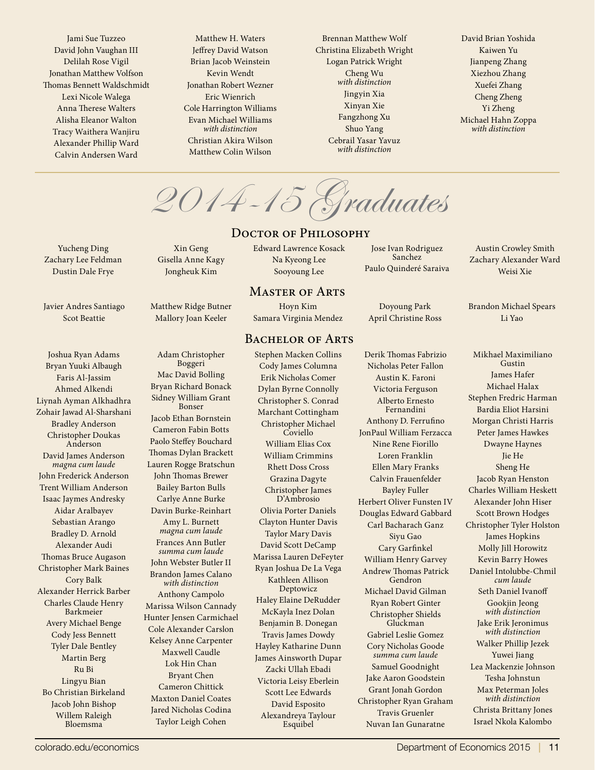Jami Sue Tuzzeo
David John Vaughan III
Delilah Rose Vigil
Jonathan Matthew Volfson
Thomas Bennett Waldschmidt
Lexi Nicole Walega
Anna Therese Walters
Alisha Eleanor Walton
Tracy Waithera Wanjiru
Alexander Phillip Ward
Calvin Andersen Ward

Matthew H. Waters
Jeffrey David Watson
Brian Jacob Weinstein
Kevin Wendt
Jonathan Robert Wezner
Eric Wienrich
Cole Harrington Williams
Evan Michael Williams
*with distinction*
Christian Akira Wilson
Matthew Colin Wilson

Brennan Matthew Wolf
Christina Elizabeth Wright
Logan Patrick Wright
Cheng Wu
*with distinction*
Jingyin Xia
Xinyan Xie
Fangzhong Xu
Shuo Yang
Cebrail Yasar Yavuz
*with distinction*

David Brian Yoshida
Kaiwen Yu
Jianpeng Zhang
Xiezhou Zhang
Xuefei Zhang
Cheng Zheng
Yi Zheng
Michael Hahn Zoppa
*with distinction*

# 2014-15 Graduates

## Doctor of Philosophy

Yucheng Ding
Zachary Lee Feldman
Dustin Dale Frye
Xin Geng
Gisella Anne Kagy
Jongheuk Kim
Edward Lawrence Kosack
Na Kyeong Lee
Sooyoung Lee
Jose Ivan Rodriguez Sanchez
Paulo Quinderé Saraiva
Austin Crowley Smith
Zachary Alexander Ward
Weisi Xie

## Master of Arts

Javier Andres Santiago
Scot Beattie
Matthew Ridge Butner
Mallory Joan Keeler
Hoyn Kim
Samara Virginia Mendez
Doyoung Park
April Christine Ross
Brandon Michael Spears
Li Yao

## Bachelor of Arts

Joshua Ryan Adams
Bryan Yuuki Albaugh
Faris Al-Jassim
Ahmed Alkendi
Liynah Ayman Alkhadhra
Zohair Jawad Al-Sharshani
Bradley Anderson
Christopher Doukas Anderson
David James Anderson
*magna cum laude*
John Frederick Anderson
Trent William Anderson
Isaac Jaymes Andresky
Aidar Aralbayev
Sebastian Arango
Bradley D. Arnold
Alexander Audi
Thomas Bruce Augason
Christopher Mark Baines
Cory Balk
Alexander Herrick Barber
Charles Claude Henry Barkmeier
Avery Michael Benge
Cody Jess Bennett
Tyler Dale Bentley
Martin Berg
Ru Bi
Lingyu Bian
Bo Christian Birkeland
Jacob John Bishop
Willem Raleigh Bloemsma

Adam Christopher Boggeri
Mac David Bolling
Bryan Richard Bonack
Sidney William Grant Bonser
Jacob Ethan Bornstein
Cameron Fabin Botts
Paolo Steffey Bouchard
Thomas Dylan Brackett
Lauren Rogge Bratschun
John Thomas Brewer
Bailey Barton Bulls
Carlye Anne Burke
Davin Burke-Reinhart
Amy L. Burnett
*magna cum laude*
Frances Ann Butler
*summa cum laude*
John Webster Butler II
Brandon James Calano
*with distinction*
Anthony Campolo
Marissa Wilson Cannady
Hunter Jensen Carmichael
Cole Alexander Carslon
Kelsey Anne Carpenter
Maxwell Caudle
Lok Hin Chan
Bryant Chen
Cameron Chittick
Maxton Daniel Coates
Jared Nicholas Codina
Taylor Leigh Cohen

Stephen Macken Collins
Cody James Columna
Erik Nicholas Comer
Dylan Byrne Connolly
Christopher S. Conrad
Marchant Cottingham
Christopher Michael Coviello
William Elias Cox
William Crimmins
Rhett Doss Cross
Grazina Dagyte
Christopher James D'Ambrosio
Olivia Porter Daniels
Clayton Hunter Davis
Taylor Mary Davis
David Scott DeCamp
Marissa Lauren DeFeyter
Ryan Joshua De La Vega
Kathleen Allison Deptowicz
Haley Elaine DeRudder
McKayla Inez Dolan
Benjamin B. Donegan
Travis James Dowdy
Hayley Katharine Dunn
James Ainsworth Dupar
Zacki Ullah Ebadi
Victoria Leisy Eberlein
Scott Lee Edwards
David Esposito
Alexandreya Taylour Esquibel

Derik Thomas Fabrizio
Nicholas Peter Fallon
Austin K. Faroni
Victoria Ferguson
Alberto Ernesto Fernandini
Anthony D. Ferrufino
JonPaul William Ferzacca
Nine Rene Fiorillo
Loren Franklin
Ellen Mary Franks
Calvin Frauenfelder
Bayley Fuller
Herbert Oliver Funsten IV
Douglas Edward Gabbard
Carl Bacharach Ganz
Siyu Gao
Cary Garfinkel
William Henry Garvey
Andrew Thomas Patrick Gendron
Michael David Gilman
Ryan Robert Ginter
Christopher Shields Gluckman
Gabriel Leslie Gomez
Cory Nicholas Goode
*summa cum laude*
Samuel Goodnight
Jake Aaron Goodstein
Grant Jonah Gordon
Christopher Ryan Graham
Travis Gruenler
Nuvan Ian Gunaratne

Mikhael Maximiliano Gustin
James Hafer
Michael Halax
Stephen Fredric Harman
Bardia Eliot Harsini
Morgan Christi Harris
Peter James Hawkes
Dwayne Haynes
Jie He
Sheng He
Jacob Ryan Henston
Charles William Heskett
Alexander John Hiser
Scott Brown Hodges
Christopher Tyler Holston
James Hopkins
Molly Jill Horowitz
Kevin Barry Howes
Daniel Intolubbe-Chmil
*cum laude*
Seth Daniel Ivanoff
Gookjin Jeong
*with distinction*
Jake Erik Jeronimus
*with distinction*
Walker Phillip Jezek
Yuwei Jiang
Lea Mackenzie Johnson
Tesha Johnstun
Max Peterman Joles
*with distinction*
Christa Brittany Jones
Israel Nkola Kalombo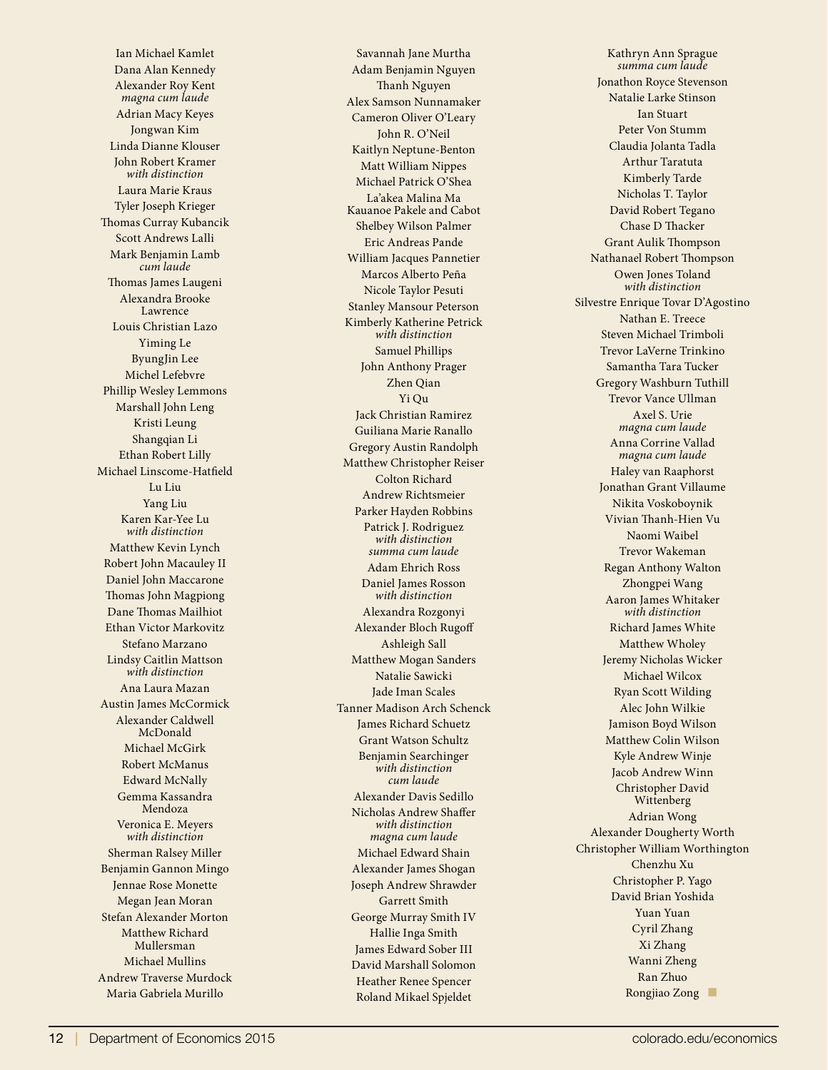Ian Michael Kamlet
Dana Alan Kennedy
Alexander Roy Kent
*magna cum laude*
Adrian Macy Keyes
Jongwan Kim
Linda Dianne Klouser
John Robert Kramer
*with distinction*
Laura Marie Kraus
Tyler Joseph Krieger
Thomas Curray Kubancik
Scott Andrews Lalli
Mark Benjamin Lamb
*cum laude*
Thomas James Laugeni
Alexandra Brooke Lawrence
Louis Christian Lazo
Yiming Le
ByungJin Lee
Michel Lefebvre
Phillip Wesley Lemmons
Marshall John Leng
Kristi Leung
Shangqian Li
Ethan Robert Lilly
Michael Linscome-Hatfield
Lu Liu
Yang Liu
Karen Kar-Yee Lu
*with distinction*
Matthew Kevin Lynch
Robert John Macauley II
Daniel John Maccarone
Thomas John Magpiong
Dane Thomas Mailhiot
Ethan Victor Markovitz
Stefano Marzano
Lindsy Caitlin Mattson
*with distinction*
Ana Laura Mazan
Austin James McCormick
Alexander Caldwell McDonald
Michael McGirk
Robert McManus
Edward McNally
Gemma Kassandra Mendoza
Veronica E. Meyers
*with distinction*
Sherman Ralsey Miller
Benjamin Gannon Mingo
Jennae Rose Monette
Megan Jean Moran
Stefan Alexander Morton
Matthew Richard Mullersman
Michael Mullins
Andrew Traverse Murdock
Maria Gabriela Murillo

Savannah Jane Murtha
Adam Benjamin Nguyen
Thanh Nguyen
Alex Samson Nunnamaker
Cameron Oliver O'Leary
John R. O'Neil
Kaitlyn Neptune-Benton
Matt William Nippes
Michael Patrick O'Shea
La'akea Malina Ma Kauanoe Pakele and Cabot
Shelbey Wilson Palmer
Eric Andreas Pande
William Jacques Pannetier
Marcos Alberto Peña
Nicole Taylor Pesuti
Stanley Mansour Peterson
Kimberly Katherine Petrick
*with distinction*
Samuel Phillips
John Anthony Prager
Zhen Qian
Yi Qu
Jack Christian Ramirez
Guiliana Marie Ranallo
Gregory Austin Randolph
Matthew Christopher Reiser
Colton Richard
Andrew Richtsmeier
Parker Hayden Robbins
Patrick J. Rodriguez
*with distinction*
*summa cum laude*
Adam Ehrich Ross
Daniel James Rosson
*with distinction*
Alexandra Rozgonyi
Alexander Bloch Rugoff
Ashleigh Sall
Matthew Mogan Sanders
Natalie Sawicki
Jade Iman Scales
Tanner Madison Arch Schenck
James Richard Schuetz
Grant Watson Schultz
Benjamin Searchinger
*with distinction*
*cum laude*
Alexander Davis Sedillo
Nicholas Andrew Shaffer
*with distinction*
*magna cum laude*
Michael Edward Shain
Alexander James Shogan
Joseph Andrew Shrawder
Garrett Smith
George Murray Smith IV
Hallie Inga Smith
James Edward Sober III
David Marshall Solomon
Heather Renee Spencer
Roland Mikael Spjeldet

Kathryn Ann Sprague
*summa cum laude*
Jonathon Royce Stevenson
Natalie Larke Stinson
Ian Stuart
Peter Von Stumm
Claudia Jolanta Tadla
Arthur Taratuta
Kimberly Tarde
Nicholas T. Taylor
David Robert Tegano
Chase D Thacker
Grant Aulik Thompson
Nathanael Robert Thompson
Owen Jones Toland
*with distinction*
Silvestre Enrique Tovar D'Agostino
Nathan E. Treece
Steven Michael Trimboli
Trevor LaVerne Trinkino
Samantha Tara Tucker
Gregory Washburn Tuthill
Trevor Vance Ullman
Axel S. Urie
*magna cum laude*
Anna Corrine Vallad
*magna cum laude*
Haley van Raaphorst
Jonathan Grant Villaume
Nikita Voskoboynik
Vivian Thanh-Hien Vu
Naomi Waibel
Trevor Wakeman
Regan Anthony Walton
Zhongpei Wang
Aaron James Whitaker
*with distinction*
Richard James White
Matthew Wholey
Jeremy Nicholas Wicker
Michael Wilcox
Ryan Scott Wilding
Alec John Wilkie
Jamison Boyd Wilson
Matthew Colin Wilson
Kyle Andrew Winje
Jacob Andrew Winn
Christopher David Wittenberg
Adrian Wong
Alexander Dougherty Worth
Christopher William Worthington
Chenzhu Xu
Christopher P. Yago
David Brian Yoshida
Yuan Yuan
Cyril Zhang
Xi Zhang
Wanni Zheng
Ran Zhuo
Rongjiao Zong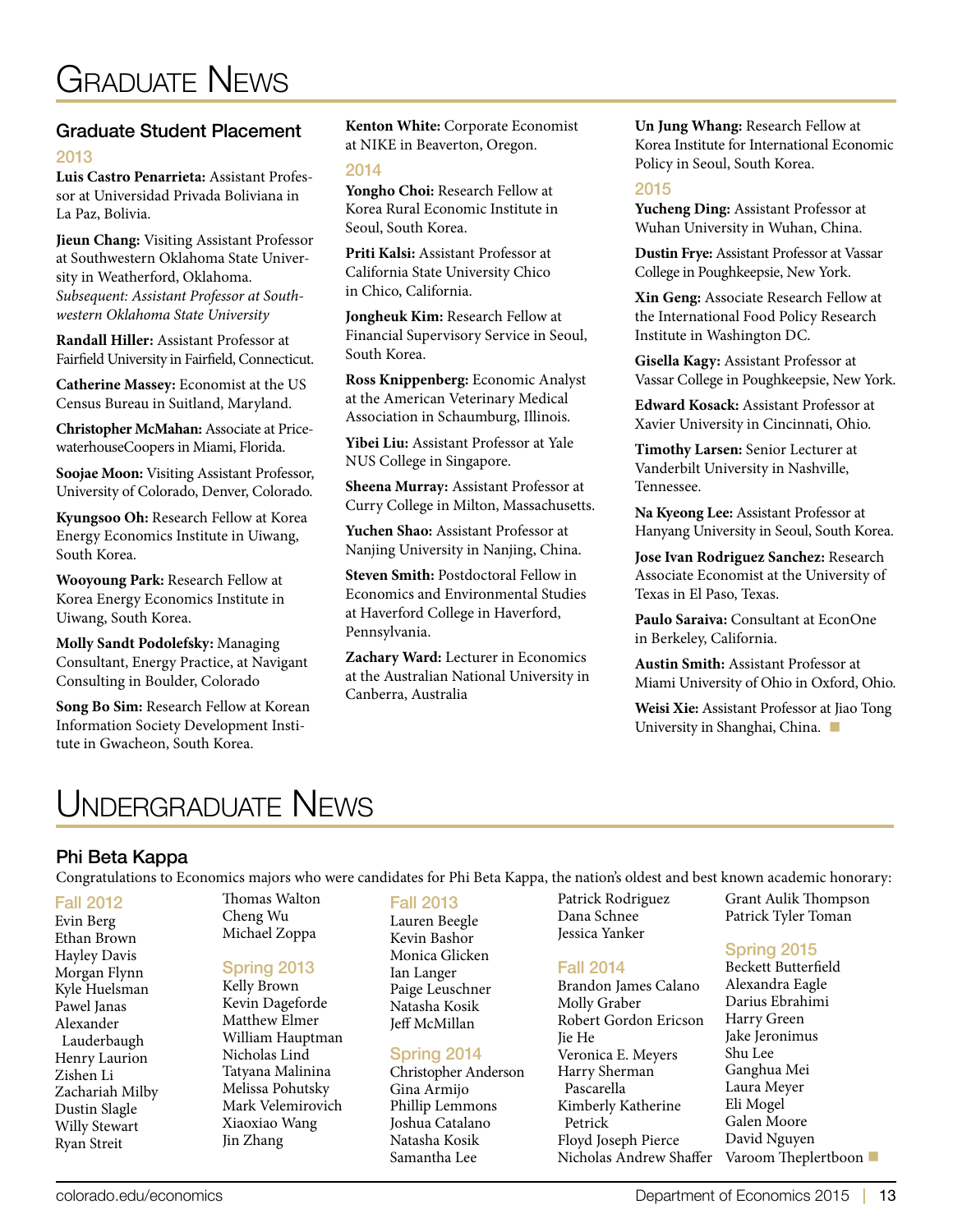# Graduate News

## Graduate Student Placement

### 2013

**Luis Castro Penarrieta:** Assistant Professor at Universidad Privada Boliviana in La Paz, Bolivia.

**Jieun Chang:** Visiting Assistant Professor at Southwestern Oklahoma State University in Weatherford, Oklahoma. *Subsequent: Assistant Professor at Southwestern Oklahoma State University*

**Randall Hiller:** Assistant Professor at Fairfield University in Fairfield, Connecticut.

**Catherine Massey:** Economist at the US Census Bureau in Suitland, Maryland.

**Christopher McMahan:** Associate at PricewaterhouseCoopers in Miami, Florida.

**Soojae Moon:** Visiting Assistant Professor, University of Colorado, Denver, Colorado.

**Kyungsoo Oh:** Research Fellow at Korea Energy Economics Institute in Uiwang, South Korea.

**Wooyoung Park:** Research Fellow at Korea Energy Economics Institute in Uiwang, South Korea.

**Molly Sandt Podolefsky:** Managing Consultant, Energy Practice, at Navigant Consulting in Boulder, Colorado

**Song Bo Sim:** Research Fellow at Korean Information Society Development Institute in Gwacheon, South Korea.

**Kenton White:** Corporate Economist at NIKE in Beaverton, Oregon.

### 2014

**Yongho Choi:** Research Fellow at Korea Rural Economic Institute in Seoul, South Korea.

**Priti Kalsi:** Assistant Professor at California State University Chico in Chico, California.

**Jongheuk Kim:** Research Fellow at Financial Supervisory Service in Seoul, South Korea.

**Ross Knippenberg:** Economic Analyst at the American Veterinary Medical Association in Schaumburg, Illinois.

**Yibei Liu:** Assistant Professor at Yale NUS College in Singapore.

**Sheena Murray:** Assistant Professor at Curry College in Milton, Massachusetts.

**Yuchen Shao:** Assistant Professor at Nanjing University in Nanjing, China.

**Steven Smith:** Postdoctoral Fellow in Economics and Environmental Studies at Haverford College in Haverford, Pennsylvania.

**Zachary Ward:** Lecturer in Economics at the Australian National University in Canberra, Australia

**Un Jung Whang:** Research Fellow at Korea Institute for International Economic Policy in Seoul, South Korea.

### 2015

**Yucheng Ding:** Assistant Professor at Wuhan University in Wuhan, China.

**Dustin Frye:** Assistant Professor at Vassar College in Poughkeepsie, New York.

**Xin Geng:** Associate Research Fellow at the International Food Policy Research Institute in Washington DC.

**Gisella Kagy:** Assistant Professor at Vassar College in Poughkeepsie, New York.

**Edward Kosack:** Assistant Professor at Xavier University in Cincinnati, Ohio.

**Timothy Larsen:** Senior Lecturer at Vanderbilt University in Nashville, Tennessee.

**Na Kyeong Lee:** Assistant Professor at Hanyang University in Seoul, South Korea.

**Jose Ivan Rodriguez Sanchez:** Research Associate Economist at the University of Texas in El Paso, Texas.

**Paulo Saraiva:** Consultant at EconOne in Berkeley, California.

**Austin Smith:** Assistant Professor at Miami University of Ohio in Oxford, Ohio.

**Weisi Xie:** Assistant Professor at Jiao Tong University in Shanghai, China.

# Undergraduate News

## Phi Beta Kappa

Congratulations to Economics majors who were candidates for Phi Beta Kappa, the nation's oldest and best known academic honorary:

### Fall 2012

Evin Berg
Ethan Brown
Hayley Davis
Morgan Flynn
Kyle Huelsman
Pawel Janas
Alexander Lauderbaugh
Henry Laurion
Zishen Li
Zachariah Milby
Dustin Slagle
Willy Stewart
Ryan Streit
Thomas Walton
Cheng Wu
Michael Zoppa

### Spring 2013

Kelly Brown
Kevin Dageforde
Matthew Elmer
William Hauptman
Nicholas Lind
Tatyana Malinina
Melissa Pohutsky
Mark Velemirovich
Xiaoxiao Wang
Jin Zhang

### Fall 2013

Lauren Beegle
Kevin Bashor
Monica Glicken
Ian Langer
Paige Leuschner
Natasha Kosik
Jeff McMillan

### Spring 2014

Christopher Anderson
Gina Armijo
Phillip Lemmons
Joshua Catalano
Natasha Kosik
Samantha Lee
Patrick Rodriguez
Dana Schnee
Jessica Yanker

### Fall 2014

Brandon James Calano
Molly Graber
Robert Gordon Ericson
Jie He
Veronica E. Meyers
Harry Sherman Pascarella
Kimberly Katherine Petrick
Floyd Joseph Pierce
Nicholas Andrew Shaffer
Grant Aulik Thompson
Patrick Tyler Toman

### Spring 2015

Beckett Butterfield
Alexandra Eagle
Darius Ebrahimi
Harry Green
Jake Jeronimus
Shu Lee
Ganghua Mei
Laura Meyer
Eli Mogel
Galen Moore
David Nguyen
Varoom Theplertboon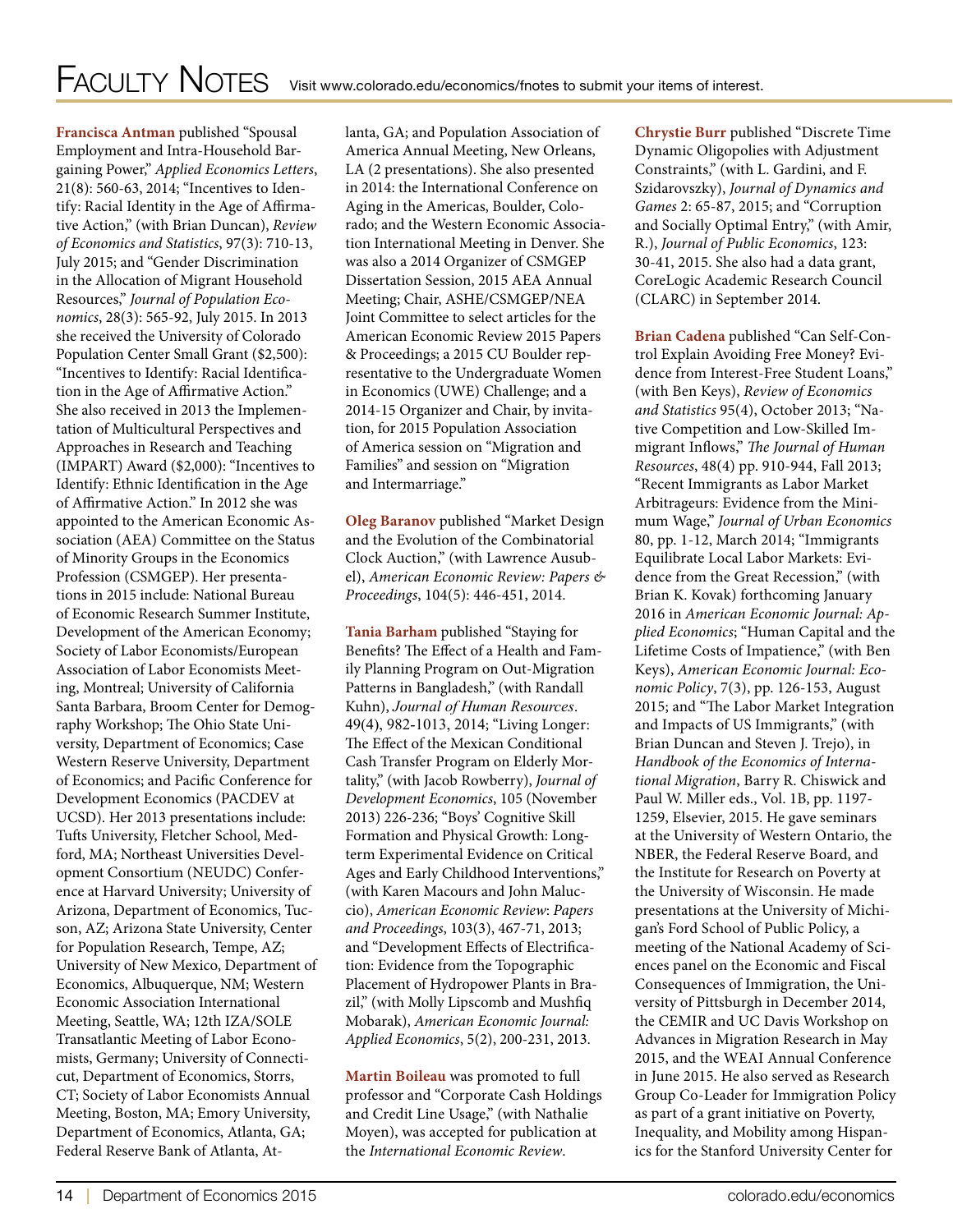# Faculty Notes

Visit www.colorado.edu/economics/fnotes to submit your items of interest.

**Francisca Antman** published "Spousal Employment and Intra-Household Bargaining Power," *Applied Economics Letters*, 21(8): 560-63, 2014; "Incentives to Identify: Racial Identity in the Age of Affirmative Action," (with Brian Duncan), *Review of Economics and Statistics*, 97(3): 710-13, July 2015; and "Gender Discrimination in the Allocation of Migrant Household Resources," *Journal of Population Economics*, 28(3): 565-92, July 2015. In 2013 she received the University of Colorado Population Center Small Grant ($2,500): "Incentives to Identify: Racial Identification in the Age of Affirmative Action." She also received in 2013 the Implementation of Multicultural Perspectives and Approaches in Research and Teaching (IMPART) Award ($2,000): "Incentives to Identify: Ethnic Identification in the Age of Affirmative Action." In 2012 she was appointed to the American Economic Association (AEA) Committee on the Status of Minority Groups in the Economics Profession (CSMGEP). Her presentations in 2015 include: National Bureau of Economic Research Summer Institute, Development of the American Economy; Society of Labor Economists/European Association of Labor Economists Meeting, Montreal; University of California Santa Barbara, Broom Center for Demography Workshop; The Ohio State University, Department of Economics; Case Western Reserve University, Department of Economics; and Pacific Conference for Development Economics (PACDEV at UCSD). Her 2013 presentations include: Tufts University, Fletcher School, Medford, MA; Northeast Universities Development Consortium (NEUDC) Conference at Harvard University; University of Arizona, Department of Economics, Tucson, AZ; Arizona State University, Center for Population Research, Tempe, AZ; University of New Mexico, Department of Economics, Albuquerque, NM; Western Economic Association International Meeting, Seattle, WA; 12th IZA/SOLE Transatlantic Meeting of Labor Economists, Germany; University of Connecticut, Department of Economics, Storrs, CT; Society of Labor Economists Annual Meeting, Boston, MA; Emory University, Department of Economics, Atlanta, GA; Federal Reserve Bank of Atlanta, Atlanta, GA; and Population Association of America Annual Meeting, New Orleans, LA (2 presentations). She also presented in 2014: the International Conference on Aging in the Americas, Boulder, Colorado; and the Western Economic Association International Meeting in Denver. She was also a 2014 Organizer of CSMGEP Dissertation Session, 2015 AEA Annual Meeting; Chair, ASHE/CSMGEP/NEA Joint Committee to select articles for the American Economic Review 2015 Papers & Proceedings; a 2015 CU Boulder representative to the Undergraduate Women in Economics (UWE) Challenge; and a 2014-15 Organizer and Chair, by invitation, for 2015 Population Association of America session on "Migration and Families" and session on "Migration and Intermarriage."

**Oleg Baranov** published "Market Design and the Evolution of the Combinatorial Clock Auction," (with Lawrence Ausubel), *American Economic Review: Papers & Proceedings*, 104(5): 446-451, 2014.

**Tania Barham** published "Staying for Benefits? The Effect of a Health and Family Planning Program on Out-Migration Patterns in Bangladesh," (with Randall Kuhn), *Journal of Human Resources*. 49(4), 982-1013, 2014; "Living Longer: The Effect of the Mexican Conditional Cash Transfer Program on Elderly Mortality," (with Jacob Rowberry), *Journal of Development Economics*, 105 (November 2013) 226-236; "Boys' Cognitive Skill Formation and Physical Growth: Long-term Experimental Evidence on Critical Ages and Early Childhood Interventions," (with Karen Macours and John Maluccio), *American Economic Review: Papers and Proceedings*, 103(3), 467-71, 2013; and "Development Effects of Electrification: Evidence from the Topographic Placement of Hydropower Plants in Brazil," (with Molly Lipscomb and Mushfiq Mobarak), *American Economic Journal: Applied Economics*, 5(2), 200-231, 2013.

**Martin Boileau** was promoted to full professor and "Corporate Cash Holdings and Credit Line Usage," (with Nathalie Moyen), was accepted for publication at the *International Economic Review*.

**Chrystie Burr** published "Discrete Time Dynamic Oligopolies with Adjustment Constraints," (with L. Gardini, and F. Szidarovszky), *Journal of Dynamics and Games* 2: 65-87, 2015; and "Corruption and Socially Optimal Entry," (with Amir, R.), *Journal of Public Economics*, 123: 30-41, 2015. She also had a data grant, CoreLogic Academic Research Council (CLARC) in September 2014.

**Brian Cadena** published "Can Self-Control Explain Avoiding Free Money? Evidence from Interest-Free Student Loans," (with Ben Keys), *Review of Economics and Statistics* 95(4), October 2013; "Native Competition and Low-Skilled Immigrant Inflows," *The Journal of Human Resources*, 48(4) pp. 910-944, Fall 2013; "Recent Immigrants as Labor Market Arbitrageurs: Evidence from the Minimum Wage," *Journal of Urban Economics* 80, pp. 1-12, March 2014; "Immigrants Equilibrate Local Labor Markets: Evidence from the Great Recession," (with Brian K. Kovak) forthcoming January 2016 in *American Economic Journal: Applied Economics*; "Human Capital and the Lifetime Costs of Impatience," (with Ben Keys), *American Economic Journal: Economic Policy*, 7(3), pp. 126-153, August 2015; and "The Labor Market Integration and Impacts of US Immigrants," (with Brian Duncan and Steven J. Trejo), in *Handbook of the Economics of International Migration*, Barry R. Chiswick and Paul W. Miller eds., Vol. 1B, pp. 1197-1259, Elsevier, 2015. He gave seminars at the University of Western Ontario, the NBER, the Federal Reserve Board, and the Institute for Research on Poverty at the University of Wisconsin. He made presentations at the University of Michigan's Ford School of Public Policy, a meeting of the National Academy of Sciences panel on the Economic and Fiscal Consequences of Immigration, the University of Pittsburgh in December 2014, the CEMIR and UC Davis Workshop on Advances in Migration Research in May 2015, and the WEAI Annual Conference in June 2015. He also served as Research Group Co-Leader for Immigration Policy as part of a grant initiative on Poverty, Inequality, and Mobility among Hispanics for the Stanford University Center for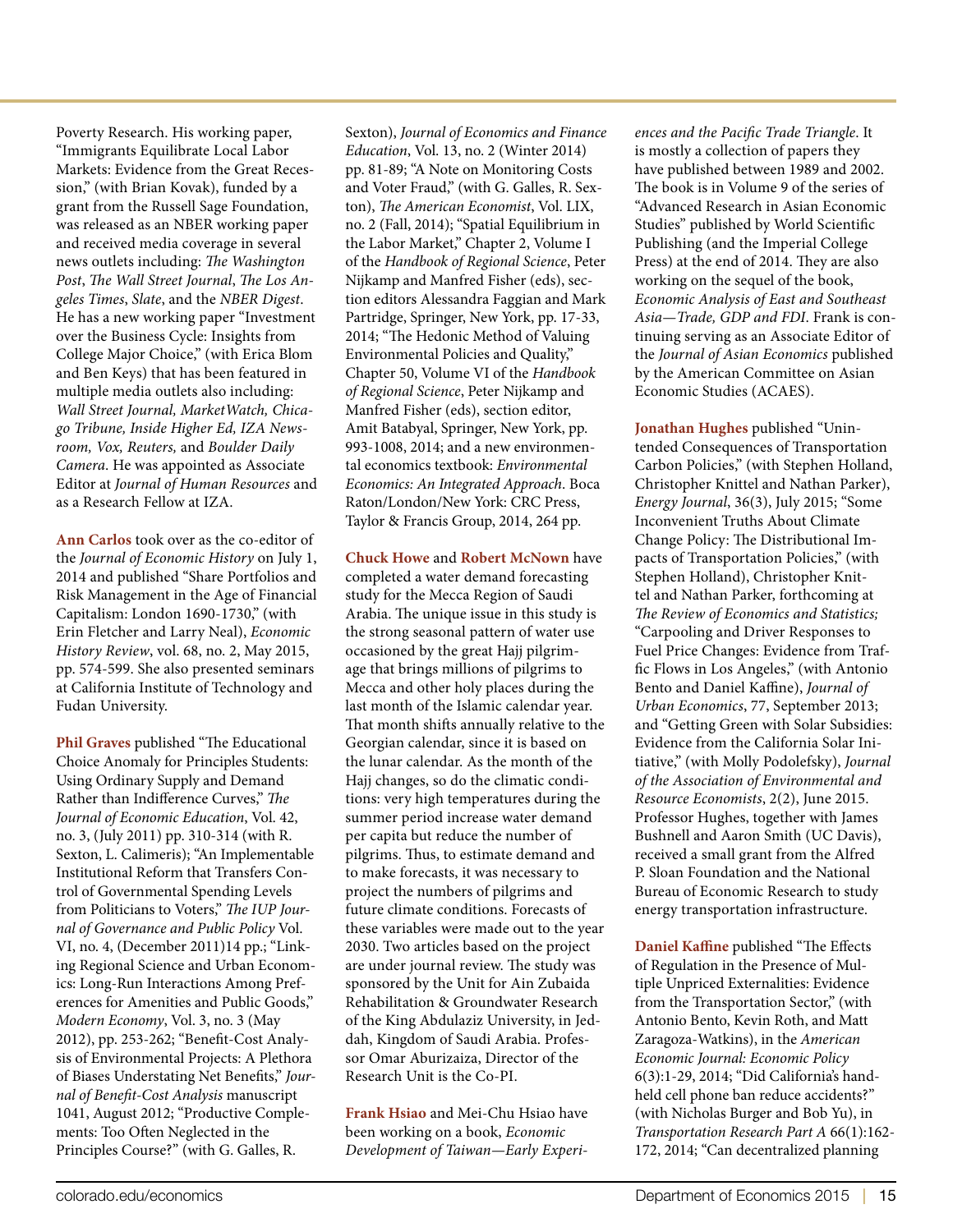Poverty Research. His working paper, "Immigrants Equilibrate Local Labor Markets: Evidence from the Great Recession," (with Brian Kovak), funded by a grant from the Russell Sage Foundation, was released as an NBER working paper and received media coverage in several news outlets including: *The Washington Post*, *The Wall Street Journal*, *The Los Angeles Times*, *Slate*, and the *NBER Digest*. He has a new working paper "Investment over the Business Cycle: Insights from College Major Choice," (with Erica Blom and Ben Keys) that has been featured in multiple media outlets also including: *Wall Street Journal, MarketWatch, Chicago Tribune, Inside Higher Ed, IZA Newsroom, Vox, Reuters,* and *Boulder Daily Camera*. He was appointed as Associate Editor at *Journal of Human Resources* and as a Research Fellow at IZA.

**Ann Carlos** took over as the co-editor of the *Journal of Economic History* on July 1, 2014 and published "Share Portfolios and Risk Management in the Age of Financial Capitalism: London 1690-1730," (with Erin Fletcher and Larry Neal), *Economic History Review*, vol. 68, no. 2, May 2015, pp. 574-599. She also presented seminars at California Institute of Technology and Fudan University.

**Phil Graves** published "The Educational Choice Anomaly for Principles Students: Using Ordinary Supply and Demand Rather than Indifference Curves," *The Journal of Economic Education*, Vol. 42, no. 3, (July 2011) pp. 310-314 (with R. Sexton, L. Calimeris); "An Implementable Institutional Reform that Transfers Control of Governmental Spending Levels from Politicians to Voters," *The IUP Journal of Governance and Public Policy* Vol. VI, no. 4, (December 2011)14 pp.; "Linking Regional Science and Urban Economics: Long-Run Interactions Among Preferences for Amenities and Public Goods," *Modern Economy*, Vol. 3, no. 3 (May 2012), pp. 253-262; "Benefit-Cost Analysis of Environmental Projects: A Plethora of Biases Understating Net Benefits," *Journal of Benefit-Cost Analysis* manuscript 1041, August 2012; "Productive Complements: Too Often Neglected in the Principles Course?" (with G. Galles, R. Sexton), *Journal of Economics and Finance Education*, Vol. 13, no. 2 (Winter 2014) pp. 81-89; "A Note on Monitoring Costs and Voter Fraud," (with G. Galles, R. Sexton), *The American Economist*, Vol. LIX, no. 2 (Fall, 2014); "Spatial Equilibrium in the Labor Market," Chapter 2, Volume I of the *Handbook of Regional Science*, Peter Nijkamp and Manfred Fisher (eds), section editors Alessandra Faggian and Mark Partridge, Springer, New York, pp. 17-33, 2014; "The Hedonic Method of Valuing Environmental Policies and Quality," Chapter 50, Volume VI of the *Handbook of Regional Science*, Peter Nijkamp and Manfred Fisher (eds), section editor, Amit Batabyal, Springer, New York, pp. 993-1008, 2014; and a new environmental economics textbook: *Environmental Economics: An Integrated Approach*. Boca Raton/London/New York: CRC Press, Taylor & Francis Group, 2014, 264 pp.

**Chuck Howe** and **Robert McNown** have completed a water demand forecasting study for the Mecca Region of Saudi Arabia. The unique issue in this study is the strong seasonal pattern of water use occasioned by the great Hajj pilgrimage that brings millions of pilgrims to Mecca and other holy places during the last month of the Islamic calendar year. That month shifts annually relative to the Georgian calendar, since it is based on the lunar calendar. As the month of the Hajj changes, so do the climatic conditions: very high temperatures during the summer period increase water demand per capita but reduce the number of pilgrims. Thus, to estimate demand and to make forecasts, it was necessary to project the numbers of pilgrims and future climate conditions. Forecasts of these variables were made out to the year 2030. Two articles based on the project are under journal review. The study was sponsored by the Unit for Ain Zubaida Rehabilitation & Groundwater Research of the King Abdulaziz University, in Jeddah, Kingdom of Saudi Arabia. Professor Omar Aburizaiza, Director of the Research Unit is the Co-PI.

**Frank Hsiao** and Mei-Chu Hsiao have been working on a book, *Economic Development of Taiwan—Early Experiences and the Pacific Trade Triangle*. It is mostly a collection of papers they have published between 1989 and 2002. The book is in Volume 9 of the series of "Advanced Research in Asian Economic Studies" published by World Scientific Publishing (and the Imperial College Press) at the end of 2014. They are also working on the sequel of the book, *Economic Analysis of East and Southeast Asia—Trade, GDP and FDI*. Frank is continuing serving as an Associate Editor of the *Journal of Asian Economics* published by the American Committee on Asian Economic Studies (ACAES).

**Jonathan Hughes** published "Unintended Consequences of Transportation Carbon Policies," (with Stephen Holland, Christopher Knittel and Nathan Parker), *Energy Journal*, 36(3), July 2015; "Some Inconvenient Truths About Climate Change Policy: The Distributional Impacts of Transportation Policies," (with Stephen Holland), Christopher Knittel and Nathan Parker, forthcoming at *The Review of Economics and Statistics;* "Carpooling and Driver Responses to Fuel Price Changes: Evidence from Traffic Flows in Los Angeles," (with Antonio Bento and Daniel Kaffine), *Journal of Urban Economics*, 77, September 2013; and "Getting Green with Solar Subsidies: Evidence from the California Solar Initiative," (with Molly Podolefsky), *Journal of the Association of Environmental and Resource Economists*, 2(2), June 2015. Professor Hughes, together with James Bushnell and Aaron Smith (UC Davis), received a small grant from the Alfred P. Sloan Foundation and the National Bureau of Economic Research to study energy transportation infrastructure.

**Daniel Kaffine** published "The Effects of Regulation in the Presence of Multiple Unpriced Externalities: Evidence from the Transportation Sector," (with Antonio Bento, Kevin Roth, and Matt Zaragoza-Watkins), in the *American Economic Journal: Economic Policy* 6(3):1-29, 2014; "Did California's handheld cell phone ban reduce accidents?" (with Nicholas Burger and Bob Yu), in *Transportation Research Part A* 66(1):162-172, 2014; "Can decentralized planning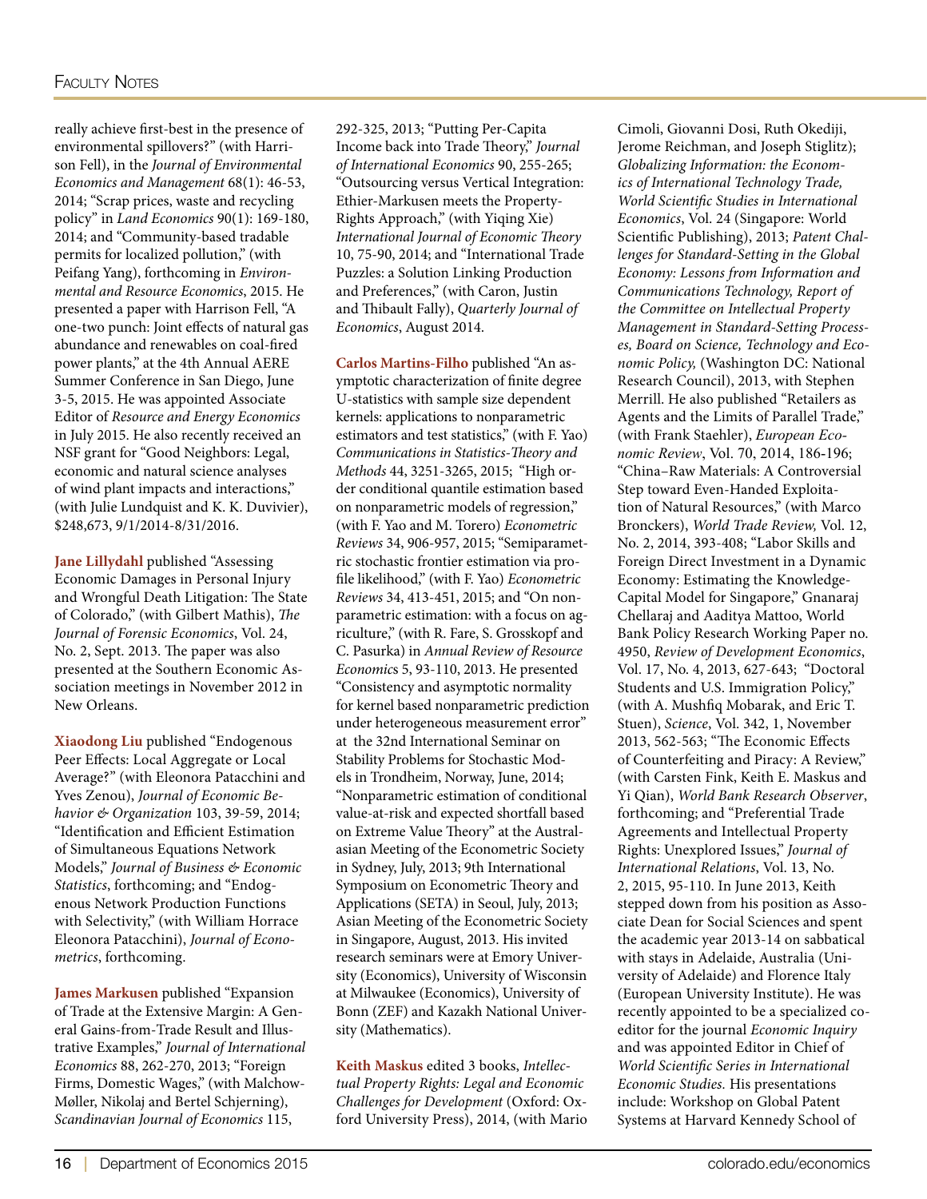really achieve first-best in the presence of environmental spillovers?" (with Harrison Fell), in the *Journal of Environmental Economics and Management* 68(1): 46-53, 2014; "Scrap prices, waste and recycling policy" in *Land Economics* 90(1): 169-180, 2014; and "Community-based tradable permits for localized pollution," (with Peifang Yang), forthcoming in *Environmental and Resource Economics*, 2015. He presented a paper with Harrison Fell, "A one-two punch: Joint effects of natural gas abundance and renewables on coal-fired power plants," at the 4th Annual AERE Summer Conference in San Diego, June 3-5, 2015. He was appointed Associate Editor of *Resource and Energy Economics* in July 2015. He also recently received an NSF grant for "Good Neighbors: Legal, economic and natural science analyses of wind plant impacts and interactions," (with Julie Lundquist and K. K. Duvivier), $248,673, 9/1/2014-8/31/2016.

**Jane Lillydahl** published "Assessing Economic Damages in Personal Injury and Wrongful Death Litigation: The State of Colorado," (with Gilbert Mathis), *The Journal of Forensic Economics*, Vol. 24, No. 2, Sept. 2013. The paper was also presented at the Southern Economic Association meetings in November 2012 in New Orleans.

**Xiaodong Liu** published "Endogenous Peer Effects: Local Aggregate or Local Average?" (with Eleonora Patacchini and Yves Zenou), *Journal of Economic Behavior & Organization* 103, 39-59, 2014; "Identification and Efficient Estimation of Simultaneous Equations Network Models," *Journal of Business & Economic Statistics*, forthcoming; and "Endogenous Network Production Functions with Selectivity," (with William Horrace Eleonora Patacchini), *Journal of Econometrics*, forthcoming.

**James Markusen** published "Expansion of Trade at the Extensive Margin: A General Gains-from-Trade Result and Illustrative Examples," *Journal of International Economics* 88, 262-270, 2013; "Foreign Firms, Domestic Wages," (with Malchow-Møller, Nikolaj and Bertel Schjerning), *Scandinavian Journal of Economics* 115, 292-325, 2013; "Putting Per-Capita Income back into Trade Theory," *Journal of International Economics* 90, 255-265; "Outsourcing versus Vertical Integration: Ethier-Markusen meets the Property-Rights Approach," (with Yiqing Xie) *International Journal of Economic Theory* 10, 75-90, 2014; and "International Trade Puzzles: a Solution Linking Production and Preferences," (with Caron, Justin and Thibault Fally), *Quarterly Journal of Economics*, August 2014.

**Carlos Martins-Filho** published "An asymptotic characterization of finite degree U-statistics with sample size dependent kernels: applications to nonparametric estimators and test statistics," (with F. Yao) *Communications in Statistics-Theory and Methods* 44, 3251-3265, 2015; "High order conditional quantile estimation based on nonparametric models of regression," (with F. Yao and M. Torero) *Econometric Reviews* 34, 906-957, 2015; "Semiparametric stochastic frontier estimation via profile likelihood," (with F. Yao) *Econometric Reviews* 34, 413-451, 2015; and "On nonparametric estimation: with a focus on agriculture," (with R. Fare, S. Grosskopf and C. Pasurka) in *Annual Review of Resource Economics* 5, 93-110, 2013. He presented "Consistency and asymptotic normality for kernel based nonparametric prediction under heterogeneous measurement error" at the 32nd International Seminar on Stability Problems for Stochastic Models in Trondheim, Norway, June, 2014; "Nonparametric estimation of conditional value-at-risk and expected shortfall based on Extreme Value Theory" at the Australasian Meeting of the Econometric Society in Sydney, July, 2013; 9th International Symposium on Econometric Theory and Applications (SETA) in Seoul, July, 2013; Asian Meeting of the Econometric Society in Singapore, August, 2013. His invited research seminars were at Emory University (Economics), University of Wisconsin at Milwaukee (Economics), University of Bonn (ZEF) and Kazakh National University (Mathematics).

**Keith Maskus** edited 3 books, *Intellectual Property Rights: Legal and Economic Challenges for Development* (Oxford: Oxford University Press), 2014, (with Mario Cimoli, Giovanni Dosi, Ruth Okediji, Jerome Reichman, and Joseph Stiglitz); *Globalizing Information: the Economics of International Technology Trade, World Scientific Studies in International Economics*, Vol. 24 (Singapore: World Scientific Publishing), 2013; *Patent Challenges for Standard-Setting in the Global Economy: Lessons from Information and Communications Technology, Report of the Committee on Intellectual Property Management in Standard-Setting Processes, Board on Science, Technology and Economic Policy,* (Washington DC: National Research Council), 2013, with Stephen Merrill. He also published "Retailers as Agents and the Limits of Parallel Trade," (with Frank Staehler), *European Economic Review*, Vol. 70, 2014, 186-196; "China–Raw Materials: A Controversial Step toward Even-Handed Exploitation of Natural Resources," (with Marco Bronckers), *World Trade Review,* Vol. 12, No. 2, 2014, 393-408; "Labor Skills and Foreign Direct Investment in a Dynamic Economy: Estimating the Knowledge-Capital Model for Singapore," Gnanaraj Chellaraj and Aaditya Mattoo, World Bank Policy Research Working Paper no. 4950, *Review of Development Economics*, Vol. 17, No. 4, 2013, 627-643; "Doctoral Students and U.S. Immigration Policy," (with A. Mushfiq Mobarak, and Eric T. Stuen), *Science*, Vol. 342, 1, November 2013, 562-563; "The Economic Effects of Counterfeiting and Piracy: A Review," (with Carsten Fink, Keith E. Maskus and Yi Qian), *World Bank Research Observer*, forthcoming; and "Preferential Trade Agreements and Intellectual Property Rights: Unexplored Issues," *Journal of International Relations*, Vol. 13, No. 2, 2015, 95-110. In June 2013, Keith stepped down from his position as Associate Dean for Social Sciences and spent the academic year 2013-14 on sabbatical with stays in Adelaide, Australia (University of Adelaide) and Florence Italy (European University Institute). He was recently appointed to be a specialized coeditor for the journal *Economic Inquiry* and was appointed Editor in Chief of *World Scientific Series in International Economic Studies.* His presentations include: Workshop on Global Patent Systems at Harvard Kennedy School of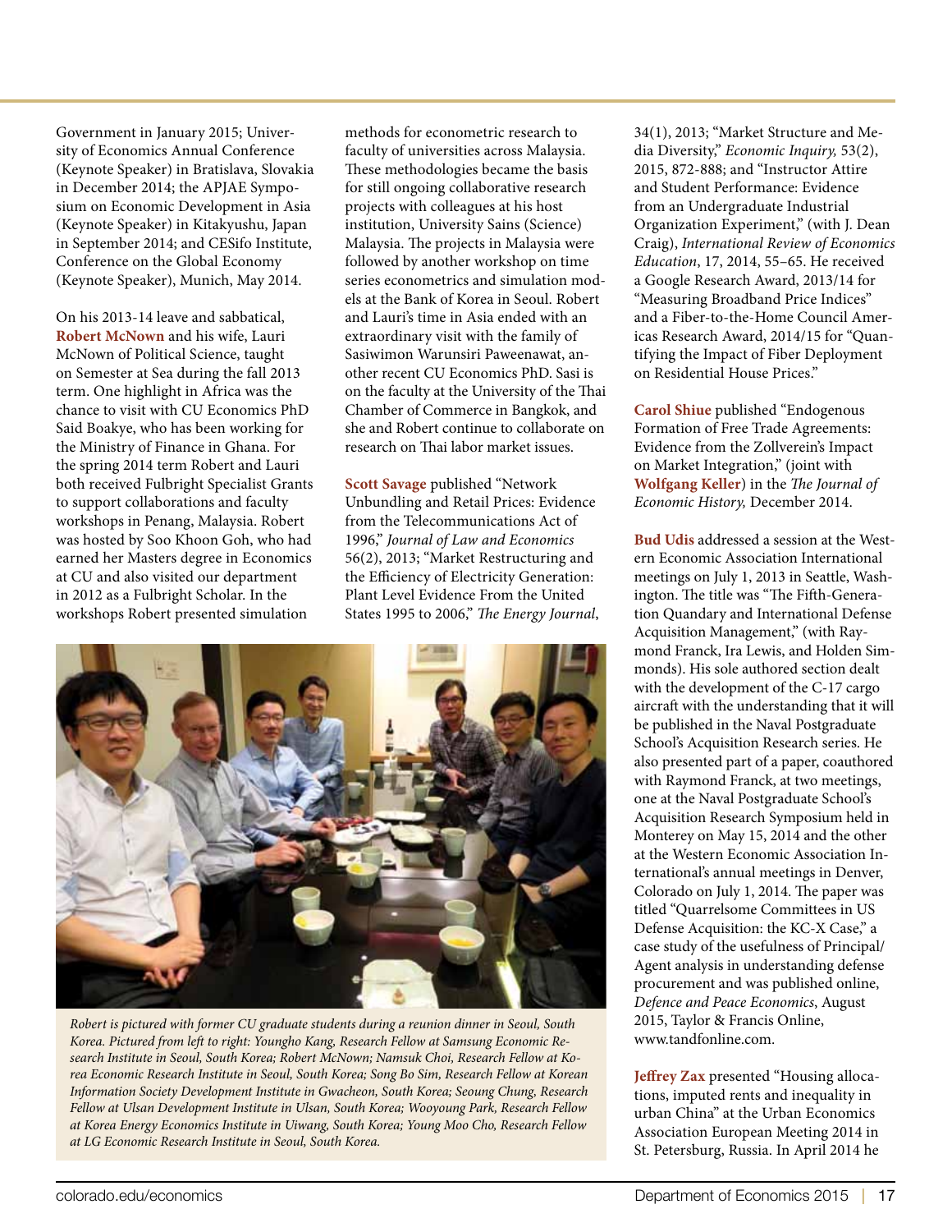Government in January 2015; University of Economics Annual Conference (Keynote Speaker) in Bratislava, Slovakia in December 2014; the APJAE Symposium on Economic Development in Asia (Keynote Speaker) in Kitakyushu, Japan in September 2014; and CESifo Institute, Conference on the Global Economy (Keynote Speaker), Munich, May 2014.

On his 2013-14 leave and sabbatical, **Robert McNown** and his wife, Lauri McNown of Political Science, taught on Semester at Sea during the fall 2013 term. One highlight in Africa was the chance to visit with CU Economics PhD Said Boakye, who has been working for the Ministry of Finance in Ghana. For the spring 2014 term Robert and Lauri both received Fulbright Specialist Grants to support collaborations and faculty workshops in Penang, Malaysia. Robert was hosted by Soo Khoon Goh, who had earned her Masters degree in Economics at CU and also visited our department in 2012 as a Fulbright Scholar. In the workshops Robert presented simulation methods for econometric research to faculty of universities across Malaysia. These methodologies became the basis for still ongoing collaborative research projects with colleagues at his host institution, University Sains (Science) Malaysia. The projects in Malaysia were followed by another workshop on time series econometrics and simulation models at the Bank of Korea in Seoul. Robert and Lauri's time in Asia ended with an extraordinary visit with the family of Sasiwimon Warunsiri Paweenawat, another recent CU Economics PhD. Sasi is on the faculty at the University of the Thai Chamber of Commerce in Bangkok, and she and Robert continue to collaborate on research on Thai labor market issues.

*Robert is pictured with former CU graduate students during a reunion dinner in Seoul, South Korea. Pictured from left to right: Youngho Kang, Research Fellow at Samsung Economic Research Institute in Seoul, South Korea; Robert McNown; Namsuk Choi, Research Fellow at Korea Economic Research Institute in Seoul, South Korea; Song Bo Sim, Research Fellow at Korean Information Society Development Institute in Gwacheon, South Korea; Seoung Chung, Research Fellow at Ulsan Development Institute in Ulsan, South Korea; Wooyoung Park, Research Fellow at Korea Energy Economics Institute in Uiwang, South Korea; Young Moo Cho, Research Fellow at LG Economic Research Institute in Seoul, South Korea.*

**Scott Savage** published "Network Unbundling and Retail Prices: Evidence from the Telecommunications Act of 1996," *Journal of Law and Economics* 56(2), 2013; "Market Restructuring and the Efficiency of Electricity Generation: Plant Level Evidence From the United States 1995 to 2006," *The Energy Journal*, 34(1), 2013; "Market Structure and Media Diversity," *Economic Inquiry,* 53(2), 2015, 872-888; and "Instructor Attire and Student Performance: Evidence from an Undergraduate Industrial Organization Experiment," (with J. Dean Craig), *International Review of Economics Education*, 17, 2014, 55–65. He received a Google Research Award, 2013/14 for "Measuring Broadband Price Indices" and a Fiber-to-the-Home Council Americas Research Award, 2014/15 for "Quantifying the Impact of Fiber Deployment on Residential House Prices."

**Carol Shiue** published "Endogenous Formation of Free Trade Agreements: Evidence from the Zollverein's Impact on Market Integration," (joint with **Wolfgang Keller**) in the *The Journal of Economic History,* December 2014.

**Bud Udis** addressed a session at the Western Economic Association International meetings on July 1, 2013 in Seattle, Washington. The title was "The Fifth-Generation Quandary and International Defense Acquisition Management," (with Raymond Franck, Ira Lewis, and Holden Simmonds). His sole authored section dealt with the development of the C-17 cargo aircraft with the understanding that it will be published in the Naval Postgraduate School's Acquisition Research series. He also presented part of a paper, coauthored with Raymond Franck, at two meetings, one at the Naval Postgraduate School's Acquisition Research Symposium held in Monterey on May 15, 2014 and the other at the Western Economic Association International's annual meetings in Denver, Colorado on July 1, 2014. The paper was titled "Quarrelsome Committees in US Defense Acquisition: the KC-X Case," a case study of the usefulness of Principal/Agent analysis in understanding defense procurement and was published online, *Defence and Peace Economics*, August 2015, Taylor & Francis Online, www.tandfonline.com.

**Jeffrey Zax** presented "Housing allocations, imputed rents and inequality in urban China" at the Urban Economics Association European Meeting 2014 in St. Petersburg, Russia. In April 2014 he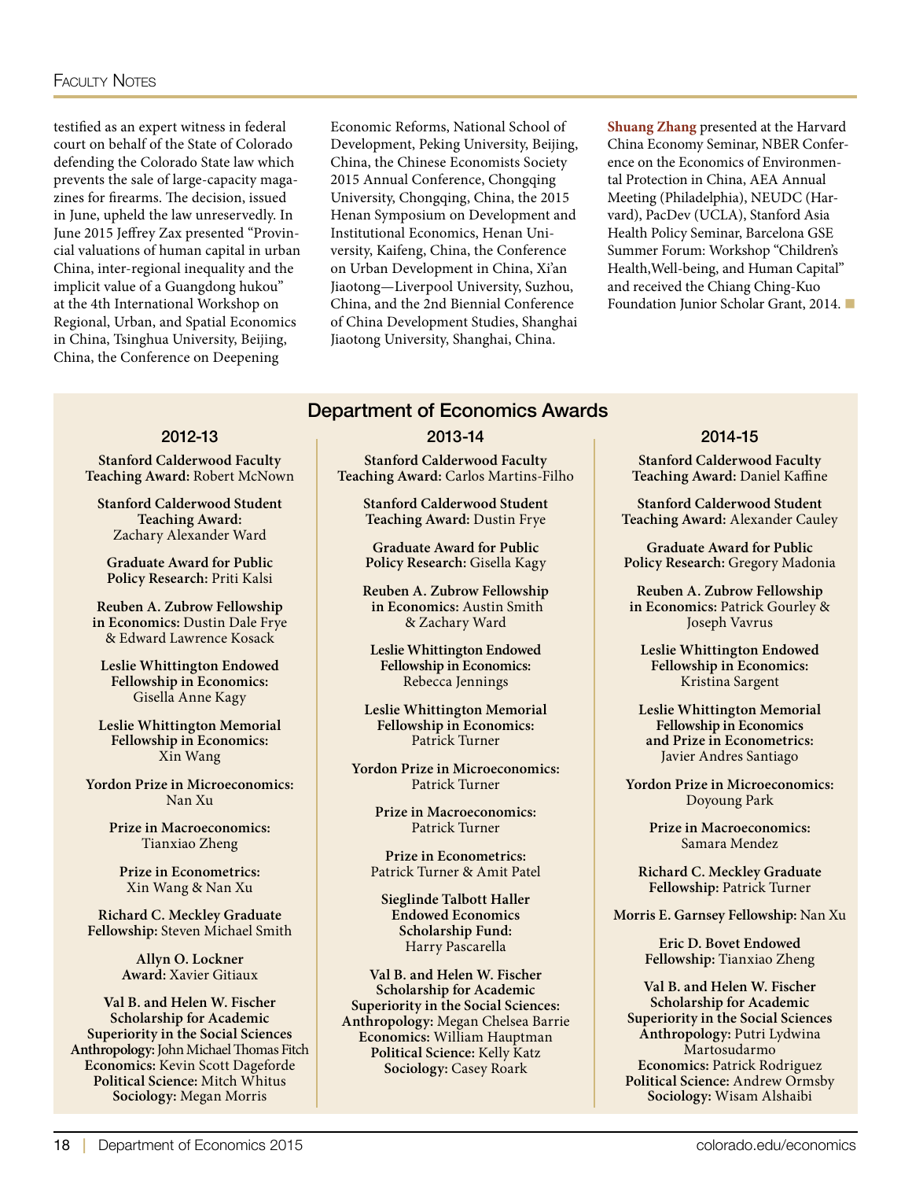testified as an expert witness in federal court on behalf of the State of Colorado defending the Colorado State law which prevents the sale of large-capacity magazines for firearms. The decision, issued in June, upheld the law unreservedly. In June 2015 Jeffrey Zax presented "Provincial valuations of human capital in urban China, inter-regional inequality and the implicit value of a Guangdong hukou" at the 4th International Workshop on Regional, Urban, and Spatial Economics in China, Tsinghua University, Beijing, China, the Conference on Deepening Economic Reforms, National School of Development, Peking University, Beijing, China, the Chinese Economists Society 2015 Annual Conference, Chongqing University, Chongqing, China, the 2015 Henan Symposium on Development and Institutional Economics, Henan University, Kaifeng, China, the Conference on Urban Development in China, Xi'an Jiaotong—Liverpool University, Suzhou, China, and the 2nd Biennial Conference of China Development Studies, Shanghai Jiaotong University, Shanghai, China.

**Shuang Zhang** presented at the Harvard China Economy Seminar, NBER Conference on the Economics of Environmental Protection in China, AEA Annual Meeting (Philadelphia), NEUDC (Harvard), PacDev (UCLA), Stanford Asia Health Policy Seminar, Barcelona GSE Summer Forum: Workshop "Children's Health,Well-being, and Human Capital" and received the Chiang Ching-Kuo Foundation Junior Scholar Grant, 2014.

## Department of Economics Awards

### 2012-13

**Stanford Calderwood Faculty Teaching Award:** Robert McNown

**Stanford Calderwood Student Teaching Award:** Zachary Alexander Ward

**Graduate Award for Public Policy Research:** Priti Kalsi

**Reuben A. Zubrow Fellowship in Economics:** Dustin Dale Frye & Edward Lawrence Kosack

**Leslie Whittington Endowed Fellowship in Economics:** Gisella Anne Kagy

**Leslie Whittington Memorial Fellowship in Economics:** Xin Wang

**Yordon Prize in Microeconomics:** Nan Xu

**Prize in Macroeconomics:** Tianxiao Zheng

**Prize in Econometrics:** Xin Wang & Nan Xu

**Richard C. Meckley Graduate Fellowship:** Steven Michael Smith

**Allyn O. Lockner Award:** Xavier Gitiaux

**Val B. and Helen W. Fischer Scholarship for Academic Superiority in the Social Sciences**
**Anthropology:** John Michael Thomas Fitch
**Economics:** Kevin Scott Dageforde
**Political Science:** Mitch Whitus
**Sociology:** Megan Morris

### 2013-14

**Stanford Calderwood Faculty Teaching Award:** Carlos Martins-Filho

**Stanford Calderwood Student Teaching Award:** Dustin Frye

**Graduate Award for Public Policy Research:** Gisella Kagy

**Reuben A. Zubrow Fellowship in Economics:** Austin Smith & Zachary Ward

**Leslie Whittington Endowed Fellowship in Economics:** Rebecca Jennings

**Leslie Whittington Memorial Fellowship in Economics:** Patrick Turner

**Yordon Prize in Microeconomics:** Patrick Turner

**Prize in Macroeconomics:** Patrick Turner

**Prize in Econometrics:** Patrick Turner & Amit Patel

**Sieglinde Talbott Haller Endowed Economics Scholarship Fund:** Harry Pascarella

**Val B. and Helen W. Fischer Scholarship for Academic Superiority in the Social Sciences:**
**Anthropology:** Megan Chelsea Barrie
**Economics:** William Hauptman
**Political Science:** Kelly Katz
**Sociology:** Casey Roark

### 2014-15

**Stanford Calderwood Faculty Teaching Award:** Daniel Kaffine

**Stanford Calderwood Student Teaching Award:** Alexander Cauley

**Graduate Award for Public Policy Research:** Gregory Madonia

**Reuben A. Zubrow Fellowship in Economics:** Patrick Gourley & Joseph Vavrus

**Leslie Whittington Endowed Fellowship in Economics:** Kristina Sargent

**Leslie Whittington Memorial Fellowship in Economics and Prize in Econometrics:** Javier Andres Santiago

**Yordon Prize in Microeconomics:** Doyoung Park

**Prize in Macroeconomics:** Samara Mendez

**Richard C. Meckley Graduate Fellowship:** Patrick Turner

**Morris E. Garnsey Fellowship:** Nan Xu

**Eric D. Bovet Endowed Fellowship:** Tianxiao Zheng

**Val B. and Helen W. Fischer Scholarship for Academic Superiority in the Social Sciences**
**Anthropology:** Putri Lydwina Martosudarmo
**Economics:** Patrick Rodriguez
**Political Science:** Andrew Ormsby
**Sociology:** Wisam Alshaibi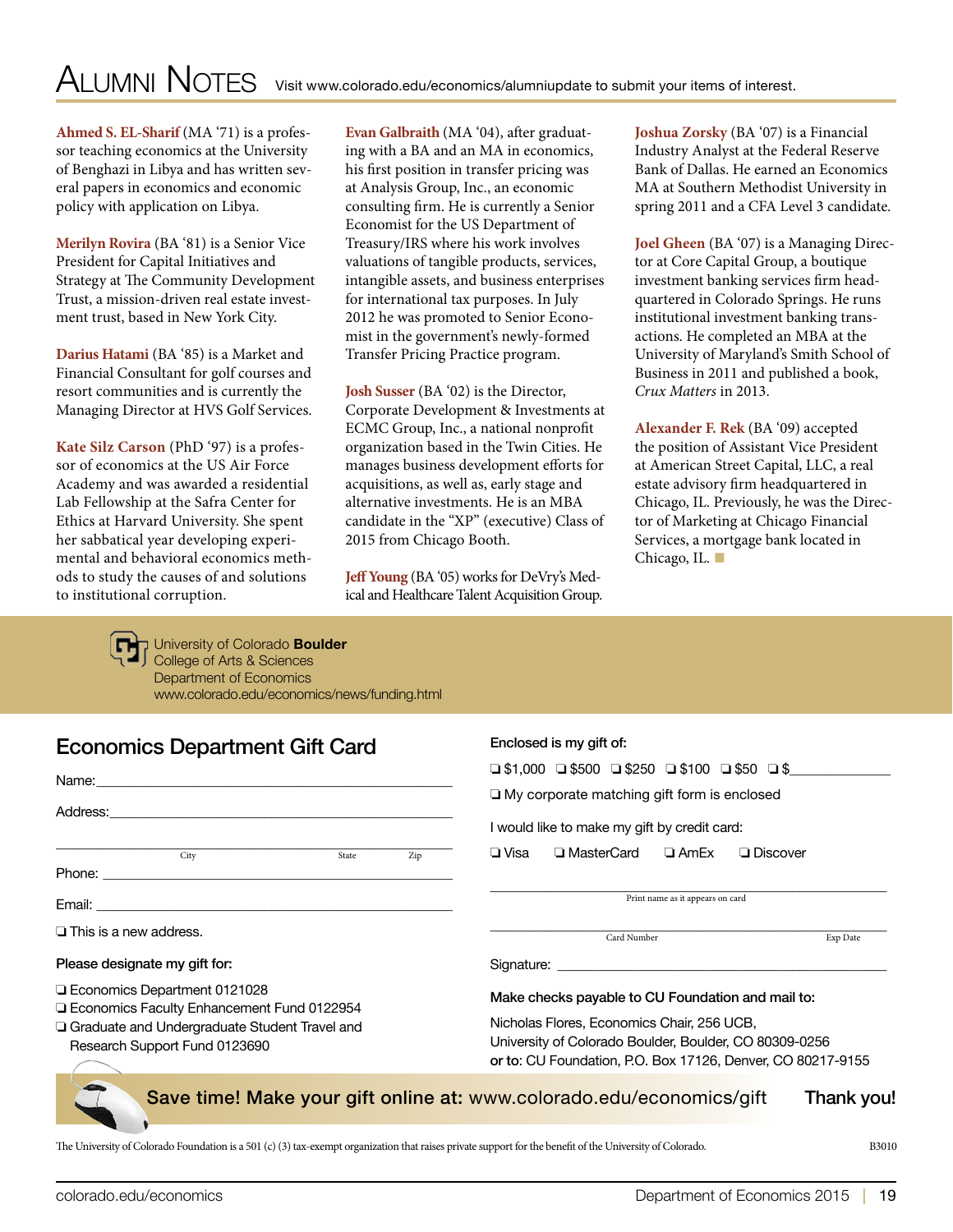# Alumni Notes

Visit www.colorado.edu/economics/alumniupdate to submit your items of interest.

**Ahmed S. EL-Sharif** (MA '71) is a professor teaching economics at the University of Benghazi in Libya and has written several papers in economics and economic policy with application on Libya.

**Merilyn Rovira** (BA '81) is a Senior Vice President for Capital Initiatives and Strategy at The Community Development Trust, a mission-driven real estate investment trust, based in New York City.

**Darius Hatami** (BA '85) is a Market and Financial Consultant for golf courses and resort communities and is currently the Managing Director at HVS Golf Services.

**Kate Silz Carson** (PhD '97) is a professor of economics at the US Air Force Academy and was awarded a residential Lab Fellowship at the Safra Center for Ethics at Harvard University. She spent her sabbatical year developing experimental and behavioral economics methods to study the causes of and solutions to institutional corruption.

**Evan Galbraith** (MA '04), after graduating with a BA and an MA in economics, his first position in transfer pricing was at Analysis Group, Inc., an economic consulting firm. He is currently a Senior Economist for the US Department of Treasury/IRS where his work involves valuations of tangible products, services, intangible assets, and business enterprises for international tax purposes. In July 2012 he was promoted to Senior Economist in the government's newly-formed Transfer Pricing Practice program.

**Josh Susser** (BA '02) is the Director, Corporate Development & Investments at ECMC Group, Inc., a national nonprofit organization based in the Twin Cities. He manages business development efforts for acquisitions, as well as, early stage and alternative investments. He is an MBA candidate in the "XP" (executive) Class of 2015 from Chicago Booth.

**Jeff Young** (BA '05) works for DeVry's Medical and Healthcare Talent Acquisition Group.

**Joshua Zorsky** (BA '07) is a Financial Industry Analyst at the Federal Reserve Bank of Dallas. He earned an Economics MA at Southern Methodist University in spring 2011 and a CFA Level 3 candidate.

**Joel Gheen** (BA '07) is a Managing Director at Core Capital Group, a boutique investment banking services firm headquartered in Colorado Springs. He runs institutional investment banking transactions. He completed an MBA at the University of Maryland's Smith School of Business in 2011 and published a book, *Crux Matters* in 2013.

**Alexander F. Rek** (BA '09) accepted the position of Assistant Vice President at American Street Capital, LLC, a real estate advisory firm headquartered in Chicago, IL. Previously, he was the Director of Marketing at Chicago Financial Services, a mortgage bank located in Chicago, IL.

---

University of Colorado **Boulder**
College of Arts & Sciences
Department of Economics
www.colorado.edu/economics/news/funding.html

## Economics Department Gift Card

Name: ____________________

Address: ____________________

____________________
City State Zip

Phone: ____________________

Email: ____________________

❑ This is a new address.

**Please designate my gift for:**

❑ Economics Department 0121028
❑ Economics Faculty Enhancement Fund 0122954
❑ Graduate and Undergraduate Student Travel and Research Support Fund 0123690

**Enclosed is my gift of:**

❑ $1,000 ❑ $500 ❑ $250 ❑ $100 ❑ $50 ❑ $____________

❑ My corporate matching gift form is enclosed

I would like to make my gift by credit card:

❑ Visa ❑ MasterCard ❑ AmEx ❑ Discover

____________________
Print name as it appears on card

____________________
Card Number Exp Date

Signature: ____________________

**Make checks payable to CU Foundation and mail to:**

Nicholas Flores, Economics Chair, 256 UCB,
University of Colorado Boulder, Boulder, CO 80309-0256
**or to:** CU Foundation, P.O. Box 17126, Denver, CO 80217-9155

**Save time! Make your gift online at:** www.colorado.edu/economics/gift **Thank you!**

The University of Colorado Foundation is a 501 (c) (3) tax-exempt organization that raises private support for the benefit of the University of Colorado.

B3010